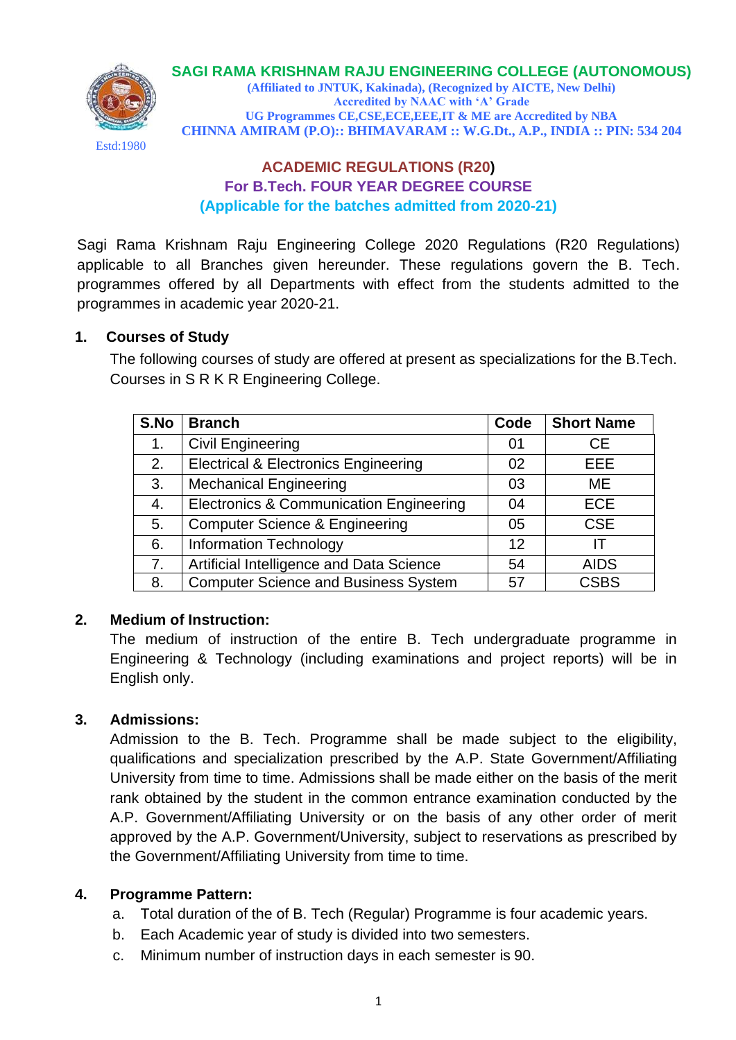# SAGI RAMA KRISHNAM RAJU ENGINEERING COLLEGE (AUTONOMOUS)

**(Affiliated to JNTUK, Kakinada), (Recognized by AICTE, New Delhi)**
**Accredited by NAAC with 'A' Grade**
**UG Programmes CE,CSE,ECE,EEE,IT & ME are Accredited by NBA**
**CHINNA AMIRAM (P.O):: BHIMAVARAM :: W.G.Dt., A.P., INDIA :: PIN: 534 204**

Estd:1980

## ACADEMIC REGULATIONS (R20)
## For B.Tech. FOUR YEAR DEGREE COURSE
## (Applicable for the batches admitted from 2020-21)

Sagi Rama Krishnam Raju Engineering College 2020 Regulations (R20 Regulations) applicable to all Branches given hereunder. These regulations govern the B. Tech. programmes offered by all Departments with effect from the students admitted to the programmes in academic year 2020-21.

### 1. Courses of Study

The following courses of study are offered at present as specializations for the B.Tech. Courses in S R K R Engineering College.

| S.No | Branch | Code | Short Name |
|---|---|---|---|
| 1. | Civil Engineering | 01 | CE |
| 2. | Electrical & Electronics Engineering | 02 | EEE |
| 3. | Mechanical Engineering | 03 | ME |
| 4. | Electronics & Communication Engineering | 04 | ECE |
| 5. | Computer Science & Engineering | 05 | CSE |
| 6. | Information Technology | 12 | IT |
| 7. | Artificial Intelligence and Data Science | 54 | AIDS |
| 8. | Computer Science and Business System | 57 | CSBS |

### 2. Medium of Instruction:

The medium of instruction of the entire B. Tech undergraduate programme in Engineering & Technology (including examinations and project reports) will be in English only.

### 3. Admissions:

Admission to the B. Tech. Programme shall be made subject to the eligibility, qualifications and specialization prescribed by the A.P. State Government/Affiliating University from time to time. Admissions shall be made either on the basis of the merit rank obtained by the student in the common entrance examination conducted by the A.P. Government/Affiliating University or on the basis of any other order of merit approved by the A.P. Government/University, subject to reservations as prescribed by the Government/Affiliating University from time to time.

### 4. Programme Pattern:

a. Total duration of the of B. Tech (Regular) Programme is four academic years.

b. Each Academic year of study is divided into two semesters.

c. Minimum number of instruction days in each semester is 90.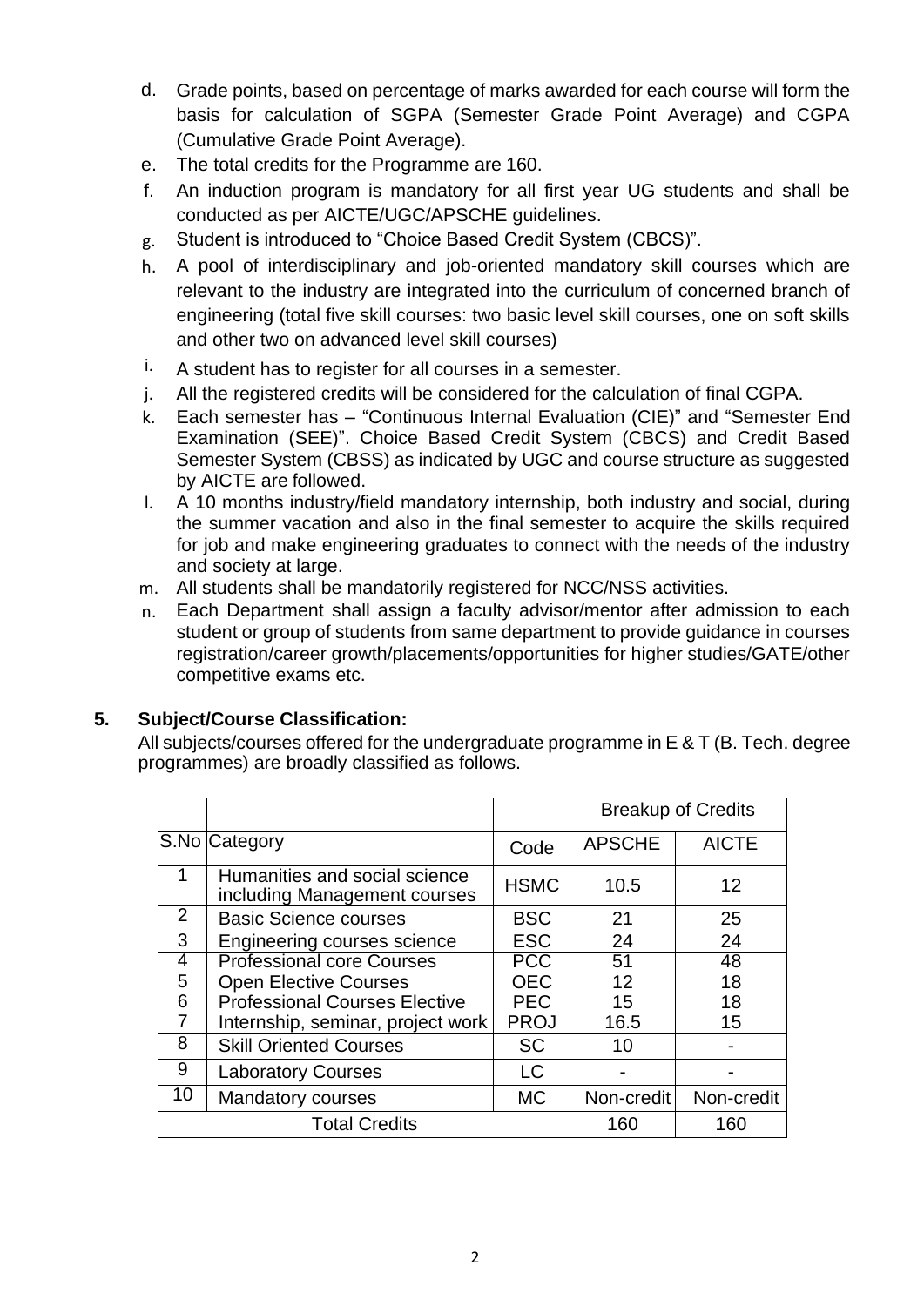d. Grade points, based on percentage of marks awarded for each course will form the basis for calculation of SGPA (Semester Grade Point Average) and CGPA (Cumulative Grade Point Average).

e. The total credits for the Programme are 160.

f. An induction program is mandatory for all first year UG students and shall be conducted as per AICTE/UGC/APSCHE guidelines.

g. Student is introduced to "Choice Based Credit System (CBCS)".

h. A pool of interdisciplinary and job-oriented mandatory skill courses which are relevant to the industry are integrated into the curriculum of concerned branch of engineering (total five skill courses: two basic level skill courses, one on soft skills and other two on advanced level skill courses)

i. A student has to register for all courses in a semester.

j. All the registered credits will be considered for the calculation of final CGPA.

k. Each semester has – "Continuous Internal Evaluation (CIE)" and "Semester End Examination (SEE)". Choice Based Credit System (CBCS) and Credit Based Semester System (CBSS) as indicated by UGC and course structure as suggested by AICTE are followed.

l. A 10 months industry/field mandatory internship, both industry and social, during the summer vacation and also in the final semester to acquire the skills required for job and make engineering graduates to connect with the needs of the industry and society at large.

m. All students shall be mandatorily registered for NCC/NSS activities.

n. Each Department shall assign a faculty advisor/mentor after admission to each student or group of students from same department to provide guidance in courses registration/career growth/placements/opportunities for higher studies/GATE/other competitive exams etc.

## 5. Subject/Course Classification:

All subjects/courses offered for the undergraduate programme in E & T (B. Tech. degree programmes) are broadly classified as follows.

| | | | Breakup of Credits | |
|---|---|---|---|---|
| S.No | Category | Code | APSCHE | AICTE |
| 1 | Humanities and social science including Management courses | HSMC | 10.5 | 12 |
| 2 | Basic Science courses | BSC | 21 | 25 |
| 3 | Engineering courses science | ESC | 24 | 24 |
| 4 | Professional core Courses | PCC | 51 | 48 |
| 5 | Open Elective Courses | OEC | 12 | 18 |
| 6 | Professional Courses Elective | PEC | 15 | 18 |
| 7 | Internship, seminar, project work | PROJ | 16.5 | 15 |
| 8 | Skill Oriented Courses | SC | 10 | - |
| 9 | Laboratory Courses | LC | - | - |
| 10 | Mandatory courses | MC | Non-credit | Non-credit |
| Total Credits | | | 160 | 160 |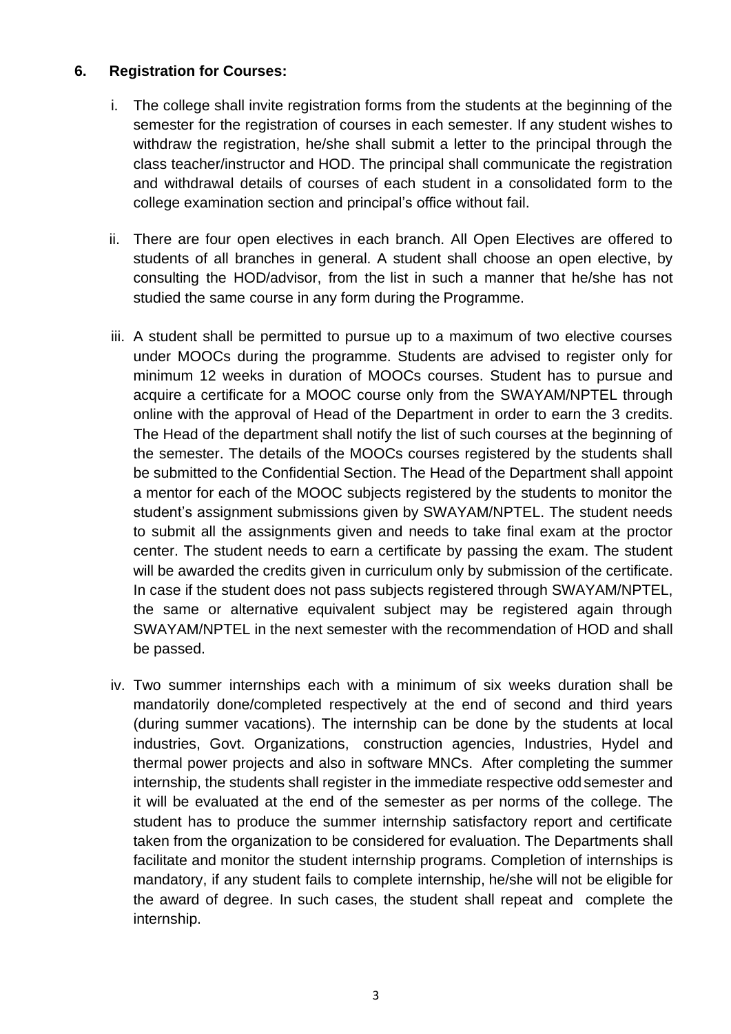## 6. Registration for Courses:

i. The college shall invite registration forms from the students at the beginning of the semester for the registration of courses in each semester. If any student wishes to withdraw the registration, he/she shall submit a letter to the principal through the class teacher/instructor and HOD. The principal shall communicate the registration and withdrawal details of courses of each student in a consolidated form to the college examination section and principal's office without fail.

ii. There are four open electives in each branch. All Open Electives are offered to students of all branches in general. A student shall choose an open elective, by consulting the HOD/advisor, from the list in such a manner that he/she has not studied the same course in any form during the Programme.

iii. A student shall be permitted to pursue up to a maximum of two elective courses under MOOCs during the programme. Students are advised to register only for minimum 12 weeks in duration of MOOCs courses. Student has to pursue and acquire a certificate for a MOOC course only from the SWAYAM/NPTEL through online with the approval of Head of the Department in order to earn the 3 credits. The Head of the department shall notify the list of such courses at the beginning of the semester. The details of the MOOCs courses registered by the students shall be submitted to the Confidential Section. The Head of the Department shall appoint a mentor for each of the MOOC subjects registered by the students to monitor the student's assignment submissions given by SWAYAM/NPTEL. The student needs to submit all the assignments given and needs to take final exam at the proctor center. The student needs to earn a certificate by passing the exam. The student will be awarded the credits given in curriculum only by submission of the certificate. In case if the student does not pass subjects registered through SWAYAM/NPTEL, the same or alternative equivalent subject may be registered again through SWAYAM/NPTEL in the next semester with the recommendation of HOD and shall be passed.

iv. Two summer internships each with a minimum of six weeks duration shall be mandatorily done/completed respectively at the end of second and third years (during summer vacations). The internship can be done by the students at local industries, Govt. Organizations, construction agencies, Industries, Hydel and thermal power projects and also in software MNCs. After completing the summer internship, the students shall register in the immediate respective odd semester and it will be evaluated at the end of the semester as per norms of the college. The student has to produce the summer internship satisfactory report and certificate taken from the organization to be considered for evaluation. The Departments shall facilitate and monitor the student internship programs. Completion of internships is mandatory, if any student fails to complete internship, he/she will not be eligible for the award of degree. In such cases, the student shall repeat and complete the internship.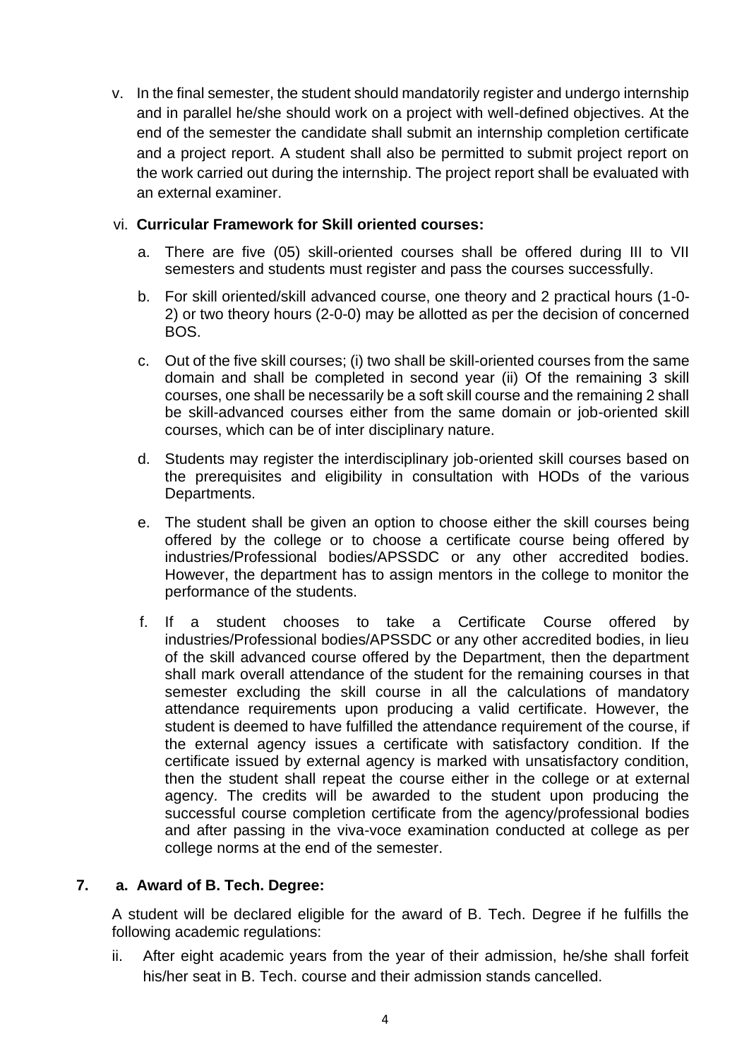v. In the final semester, the student should mandatorily register and undergo internship and in parallel he/she should work on a project with well-defined objectives. At the end of the semester the candidate shall submit an internship completion certificate and a project report. A student shall also be permitted to submit project report on the work carried out during the internship. The project report shall be evaluated with an external examiner.

vi. **Curricular Framework for Skill oriented courses:**

a. There are five (05) skill-oriented courses shall be offered during III to VII semesters and students must register and pass the courses successfully.

b. For skill oriented/skill advanced course, one theory and 2 practical hours (1-0-2) or two theory hours (2-0-0) may be allotted as per the decision of concerned BOS.

c. Out of the five skill courses; (i) two shall be skill-oriented courses from the same domain and shall be completed in second year (ii) Of the remaining 3 skill courses, one shall be necessarily be a soft skill course and the remaining 2 shall be skill-advanced courses either from the same domain or job-oriented skill courses, which can be of inter disciplinary nature.

d. Students may register the interdisciplinary job-oriented skill courses based on the prerequisites and eligibility in consultation with HODs of the various Departments.

e. The student shall be given an option to choose either the skill courses being offered by the college or to choose a certificate course being offered by industries/Professional bodies/APSSDC or any other accredited bodies. However, the department has to assign mentors in the college to monitor the performance of the students.

f. If a student chooses to take a Certificate Course offered by industries/Professional bodies/APSSDC or any other accredited bodies, in lieu of the skill advanced course offered by the Department, then the department shall mark overall attendance of the student for the remaining courses in that semester excluding the skill course in all the calculations of mandatory attendance requirements upon producing a valid certificate. However, the student is deemed to have fulfilled the attendance requirement of the course, if the external agency issues a certificate with satisfactory condition. If the certificate issued by external agency is marked with unsatisfactory condition, then the student shall repeat the course either in the college or at external agency. The credits will be awarded to the student upon producing the successful course completion certificate from the agency/professional bodies and after passing in the viva-voce examination conducted at college as per college norms at the end of the semester.

**7. a. Award of B. Tech. Degree:**

A student will be declared eligible for the award of B. Tech. Degree if he fulfills the following academic regulations:

ii. After eight academic years from the year of their admission, he/she shall forfeit his/her seat in B. Tech. course and their admission stands cancelled.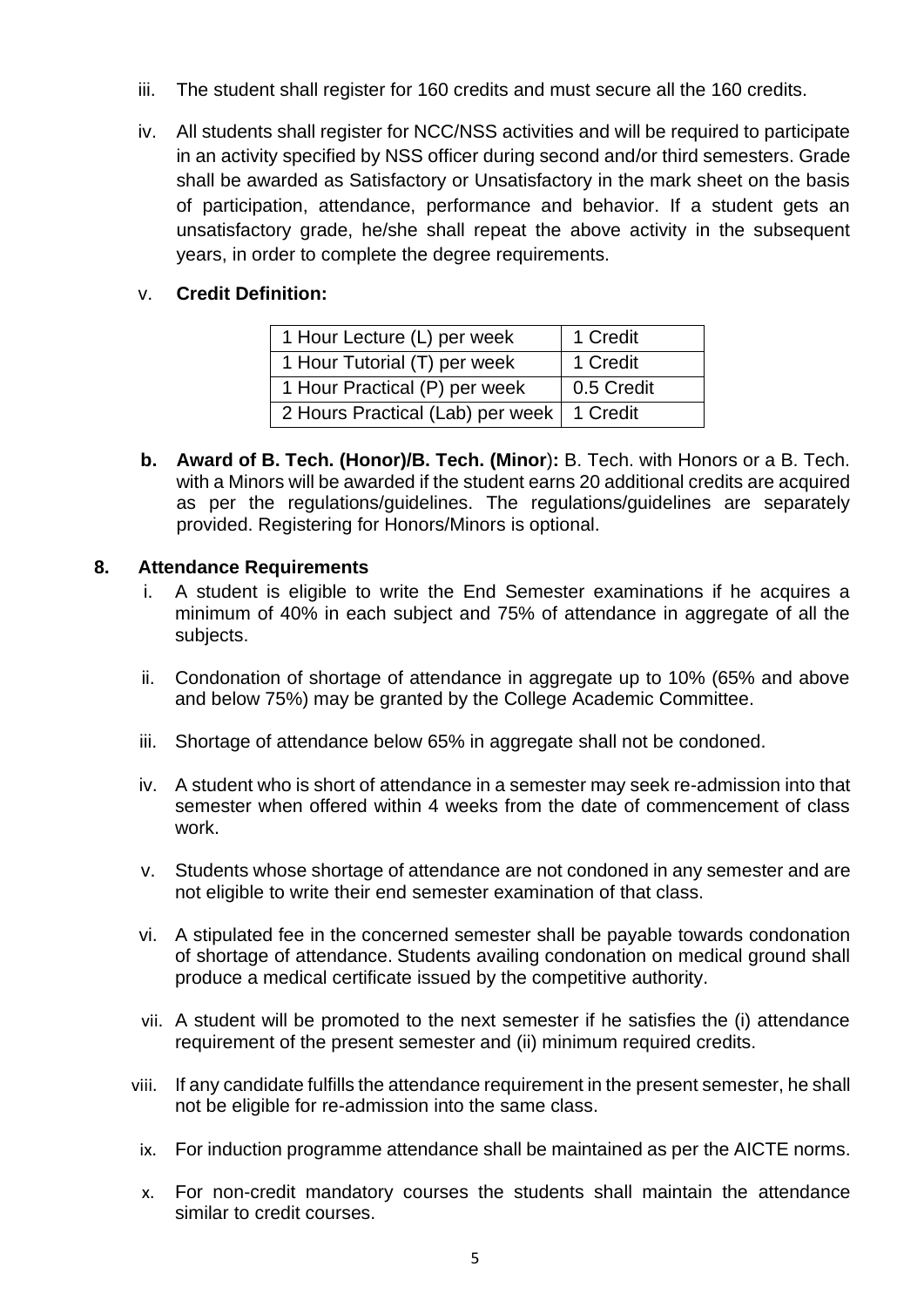iii. The student shall register for 160 credits and must secure all the 160 credits.

iv. All students shall register for NCC/NSS activities and will be required to participate in an activity specified by NSS officer during second and/or third semesters. Grade shall be awarded as Satisfactory or Unsatisfactory in the mark sheet on the basis of participation, attendance, performance and behavior. If a student gets an unsatisfactory grade, he/she shall repeat the above activity in the subsequent years, in order to complete the degree requirements.

v. **Credit Definition:**

| 1 Hour Lecture (L) per week | 1 Credit |
|---|---|
| 1 Hour Tutorial (T) per week | 1 Credit |
| 1 Hour Practical (P) per week | 0.5 Credit |
| 2 Hours Practical (Lab) per week | 1 Credit |

**b. Award of B. Tech. (Honor)/B. Tech. (Minor):** B. Tech. with Honors or a B. Tech. with a Minors will be awarded if the student earns 20 additional credits are acquired as per the regulations/guidelines. The regulations/guidelines are separately provided. Registering for Honors/Minors is optional.

## 8. Attendance Requirements

i. A student is eligible to write the End Semester examinations if he acquires a minimum of 40% in each subject and 75% of attendance in aggregate of all the subjects.

ii. Condonation of shortage of attendance in aggregate up to 10% (65% and above and below 75%) may be granted by the College Academic Committee.

iii. Shortage of attendance below 65% in aggregate shall not be condoned.

iv. A student who is short of attendance in a semester may seek re-admission into that semester when offered within 4 weeks from the date of commencement of class work.

v. Students whose shortage of attendance are not condoned in any semester and are not eligible to write their end semester examination of that class.

vi. A stipulated fee in the concerned semester shall be payable towards condonation of shortage of attendance. Students availing condonation on medical ground shall produce a medical certificate issued by the competitive authority.

vii. A student will be promoted to the next semester if he satisfies the (i) attendance requirement of the present semester and (ii) minimum required credits.

viii. If any candidate fulfills the attendance requirement in the present semester, he shall not be eligible for re-admission into the same class.

ix. For induction programme attendance shall be maintained as per the AICTE norms.

x. For non-credit mandatory courses the students shall maintain the attendance similar to credit courses.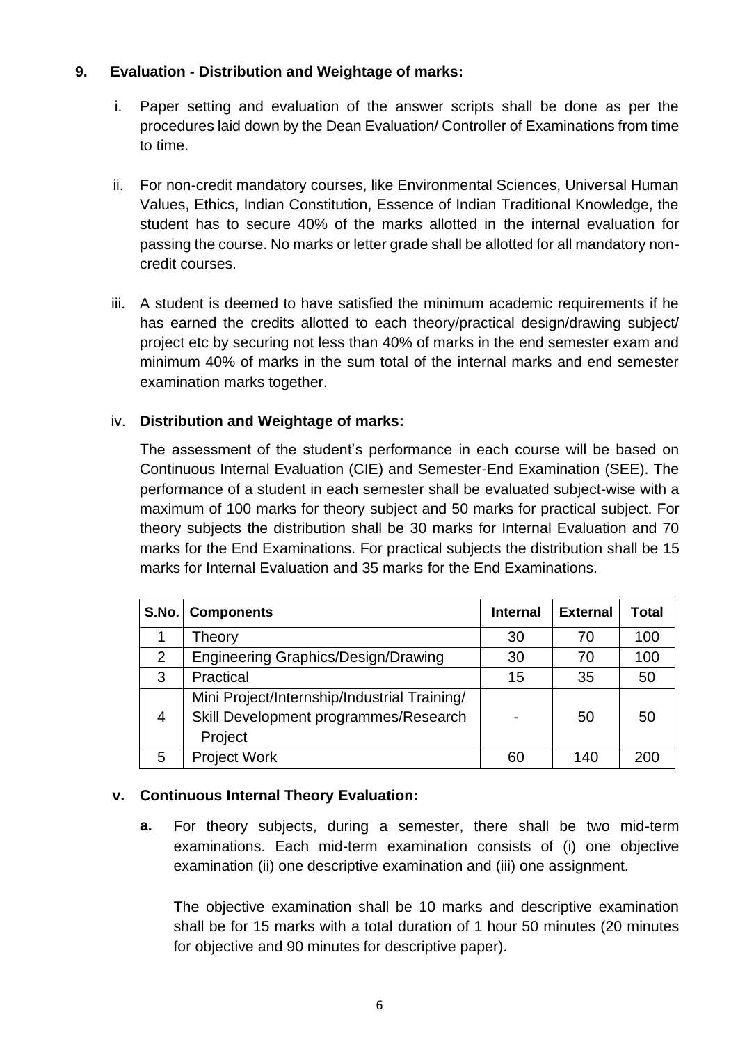## 9. Evaluation - Distribution and Weightage of marks:

i. Paper setting and evaluation of the answer scripts shall be done as per the procedures laid down by the Dean Evaluation/ Controller of Examinations from time to time.

ii. For non-credit mandatory courses, like Environmental Sciences, Universal Human Values, Ethics, Indian Constitution, Essence of Indian Traditional Knowledge, the student has to secure 40% of the marks allotted in the internal evaluation for passing the course. No marks or letter grade shall be allotted for all mandatory non-credit courses.

iii. A student is deemed to have satisfied the minimum academic requirements if he has earned the credits allotted to each theory/practical design/drawing subject/ project etc by securing not less than 40% of marks in the end semester exam and minimum 40% of marks in the sum total of the internal marks and end semester examination marks together.

iv. **Distribution and Weightage of marks:**

The assessment of the student's performance in each course will be based on Continuous Internal Evaluation (CIE) and Semester-End Examination (SEE). The performance of a student in each semester shall be evaluated subject-wise with a maximum of 100 marks for theory subject and 50 marks for practical subject. For theory subjects the distribution shall be 30 marks for Internal Evaluation and 70 marks for the End Examinations. For practical subjects the distribution shall be 15 marks for Internal Evaluation and 35 marks for the End Examinations.

| S.No. | Components | Internal | External | Total |
|---|---|---|---|---|
| 1 | Theory | 30 | 70 | 100 |
| 2 | Engineering Graphics/Design/Drawing | 30 | 70 | 100 |
| 3 | Practical | 15 | 35 | 50 |
| 4 | Mini Project/Internship/Industrial Training/ Skill Development programmes/Research Project | - | 50 | 50 |
| 5 | Project Work | 60 | 140 | 200 |

**v. Continuous Internal Theory Evaluation:**

**a.** For theory subjects, during a semester, there shall be two mid-term examinations. Each mid-term examination consists of (i) one objective examination (ii) one descriptive examination and (iii) one assignment.

The objective examination shall be 10 marks and descriptive examination shall be for 15 marks with a total duration of 1 hour 50 minutes (20 minutes for objective and 90 minutes for descriptive paper).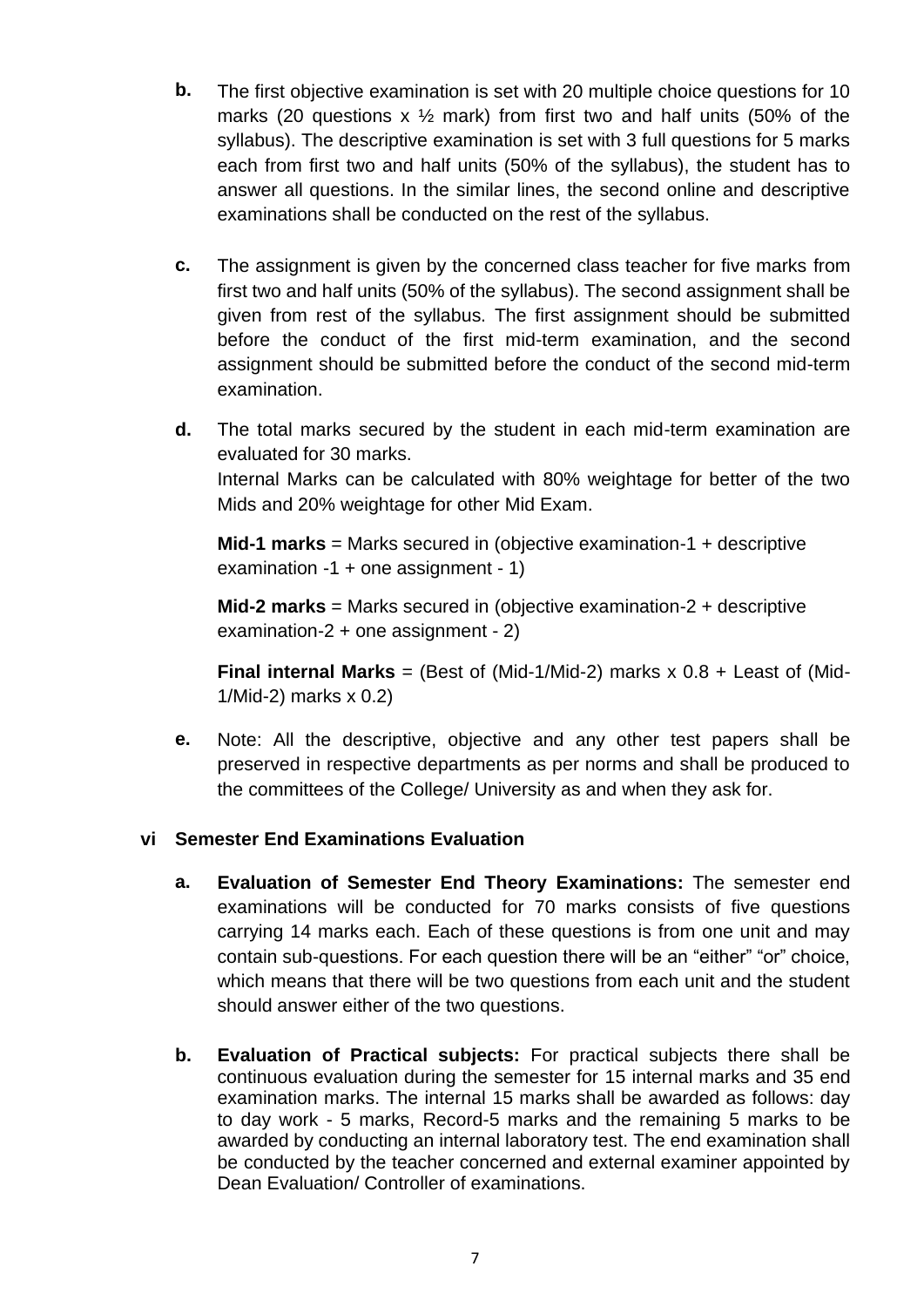b. The first objective examination is set with 20 multiple choice questions for 10 marks (20 questions x ½ mark) from first two and half units (50% of the syllabus). The descriptive examination is set with 3 full questions for 5 marks each from first two and half units (50% of the syllabus), the student has to answer all questions. In the similar lines, the second online and descriptive examinations shall be conducted on the rest of the syllabus.

c. The assignment is given by the concerned class teacher for five marks from first two and half units (50% of the syllabus). The second assignment shall be given from rest of the syllabus. The first assignment should be submitted before the conduct of the first mid-term examination, and the second assignment should be submitted before the conduct of the second mid-term examination.

d. The total marks secured by the student in each mid-term examination are evaluated for 30 marks.
Internal Marks can be calculated with 80% weightage for better of the two Mids and 20% weightage for other Mid Exam.

**Mid-1 marks** = Marks secured in (objective examination-1 + descriptive examination -1 + one assignment - 1)

**Mid-2 marks** = Marks secured in (objective examination-2 + descriptive examination-2 + one assignment - 2)

**Final internal Marks** = (Best of (Mid-1/Mid-2) marks x 0.8 + Least of (Mid-1/Mid-2) marks x 0.2)

e. Note: All the descriptive, objective and any other test papers shall be preserved in respective departments as per norms and shall be produced to the committees of the College/ University as and when they ask for.

### vi Semester End Examinations Evaluation

a. **Evaluation of Semester End Theory Examinations:** The semester end examinations will be conducted for 70 marks consists of five questions carrying 14 marks each. Each of these questions is from one unit and may contain sub-questions. For each question there will be an "either" "or" choice, which means that there will be two questions from each unit and the student should answer either of the two questions.

b. **Evaluation of Practical subjects:** For practical subjects there shall be continuous evaluation during the semester for 15 internal marks and 35 end examination marks. The internal 15 marks shall be awarded as follows: day to day work - 5 marks, Record-5 marks and the remaining 5 marks to be awarded by conducting an internal laboratory test. The end examination shall be conducted by the teacher concerned and external examiner appointed by Dean Evaluation/ Controller of examinations.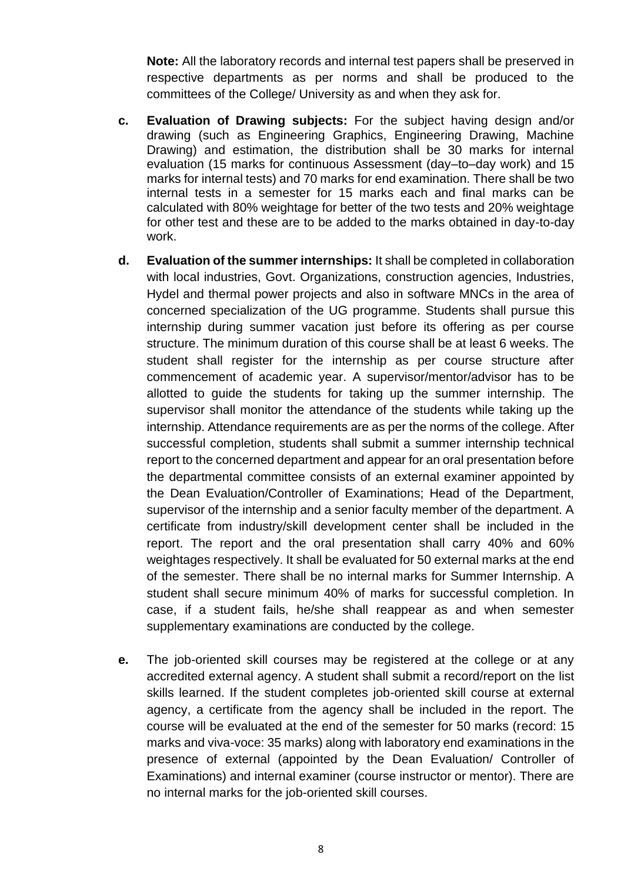**Note:** All the laboratory records and internal test papers shall be preserved in respective departments as per norms and shall be produced to the committees of the College/ University as and when they ask for.

**c. Evaluation of Drawing subjects:** For the subject having design and/or drawing (such as Engineering Graphics, Engineering Drawing, Machine Drawing) and estimation, the distribution shall be 30 marks for internal evaluation (15 marks for continuous Assessment (day–to–day work) and 15 marks for internal tests) and 70 marks for end examination. There shall be two internal tests in a semester for 15 marks each and final marks can be calculated with 80% weightage for better of the two tests and 20% weightage for other test and these are to be added to the marks obtained in day-to-day work.

**d. Evaluation of the summer internships:** It shall be completed in collaboration with local industries, Govt. Organizations, construction agencies, Industries, Hydel and thermal power projects and also in software MNCs in the area of concerned specialization of the UG programme. Students shall pursue this internship during summer vacation just before its offering as per course structure. The minimum duration of this course shall be at least 6 weeks. The student shall register for the internship as per course structure after commencement of academic year. A supervisor/mentor/advisor has to be allotted to guide the students for taking up the summer internship. The supervisor shall monitor the attendance of the students while taking up the internship. Attendance requirements are as per the norms of the college. After successful completion, students shall submit a summer internship technical report to the concerned department and appear for an oral presentation before the departmental committee consists of an external examiner appointed by the Dean Evaluation/Controller of Examinations; Head of the Department, supervisor of the internship and a senior faculty member of the department. A certificate from industry/skill development center shall be included in the report. The report and the oral presentation shall carry 40% and 60% weightages respectively. It shall be evaluated for 50 external marks at the end of the semester. There shall be no internal marks for Summer Internship. A student shall secure minimum 40% of marks for successful completion. In case, if a student fails, he/she shall reappear as and when semester supplementary examinations are conducted by the college.

**e.** The job-oriented skill courses may be registered at the college or at any accredited external agency. A student shall submit a record/report on the list skills learned. If the student completes job-oriented skill course at external agency, a certificate from the agency shall be included in the report. The course will be evaluated at the end of the semester for 50 marks (record: 15 marks and viva-voce: 35 marks) along with laboratory end examinations in the presence of external (appointed by the Dean Evaluation/ Controller of Examinations) and internal examiner (course instructor or mentor). There are no internal marks for the job-oriented skill courses.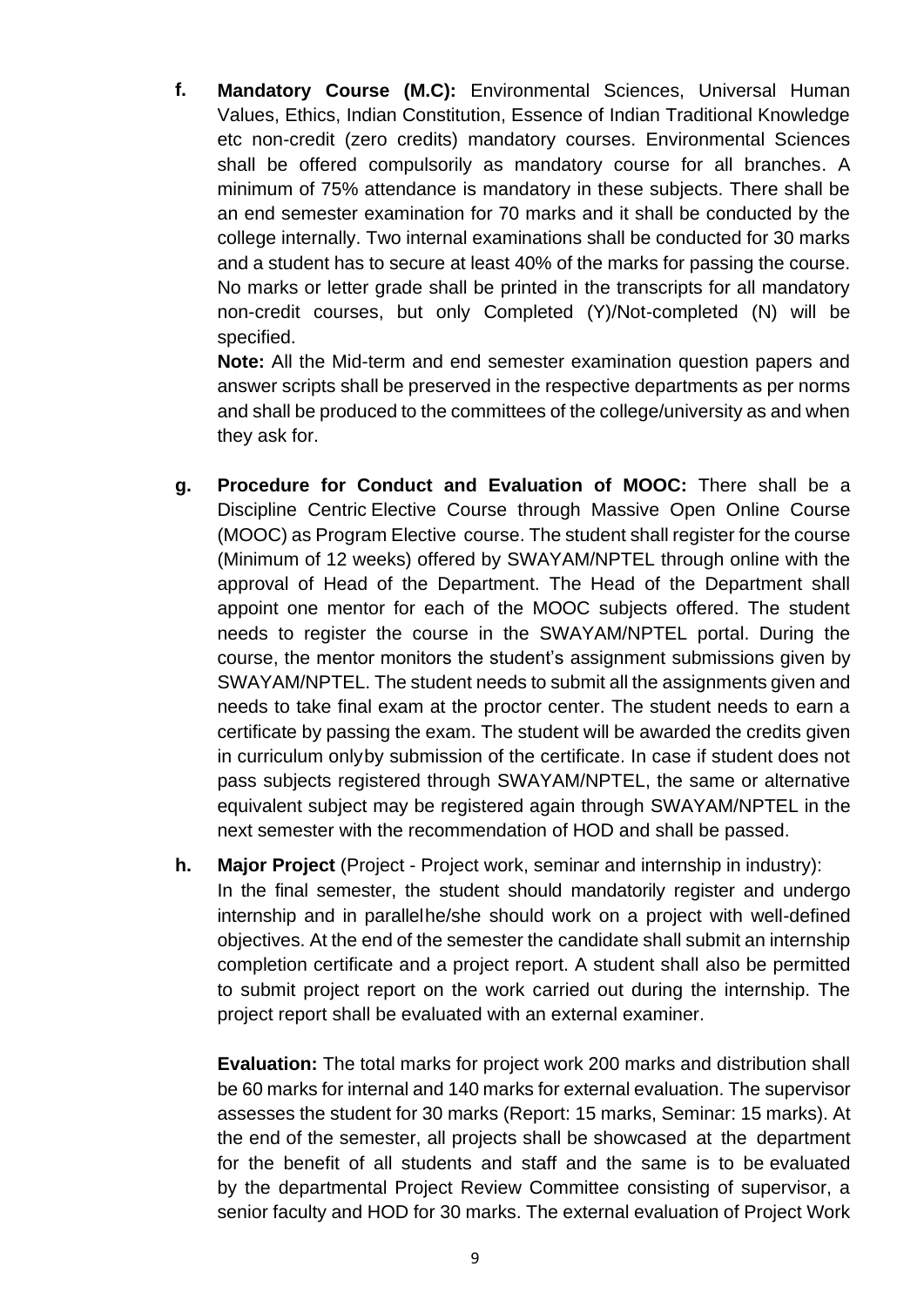**f.** **Mandatory Course (M.C):** Environmental Sciences, Universal Human Values, Ethics, Indian Constitution, Essence of Indian Traditional Knowledge etc non-credit (zero credits) mandatory courses. Environmental Sciences shall be offered compulsorily as mandatory course for all branches. A minimum of 75% attendance is mandatory in these subjects. There shall be an end semester examination for 70 marks and it shall be conducted by the college internally. Two internal examinations shall be conducted for 30 marks and a student has to secure at least 40% of the marks for passing the course. No marks or letter grade shall be printed in the transcripts for all mandatory non-credit courses, but only Completed (Y)/Not-completed (N) will be specified.

**Note:** All the Mid-term and end semester examination question papers and answer scripts shall be preserved in the respective departments as per norms and shall be produced to the committees of the college/university as and when they ask for.

**g.** **Procedure for Conduct and Evaluation of MOOC:** There shall be a Discipline Centric Elective Course through Massive Open Online Course (MOOC) as Program Elective course. The student shall register for the course (Minimum of 12 weeks) offered by SWAYAM/NPTEL through online with the approval of Head of the Department. The Head of the Department shall appoint one mentor for each of the MOOC subjects offered. The student needs to register the course in the SWAYAM/NPTEL portal. During the course, the mentor monitors the student's assignment submissions given by SWAYAM/NPTEL. The student needs to submit all the assignments given and needs to take final exam at the proctor center. The student needs to earn a certificate by passing the exam. The student will be awarded the credits given in curriculum onlyby submission of the certificate. In case if student does not pass subjects registered through SWAYAM/NPTEL, the same or alternative equivalent subject may be registered again through SWAYAM/NPTEL in the next semester with the recommendation of HOD and shall be passed.

**h.** **Major Project** (Project - Project work, seminar and internship in industry):
In the final semester, the student should mandatorily register and undergo internship and in parallelhe/she should work on a project with well-defined objectives. At the end of the semester the candidate shall submit an internship completion certificate and a project report. A student shall also be permitted to submit project report on the work carried out during the internship. The project report shall be evaluated with an external examiner.

**Evaluation:** The total marks for project work 200 marks and distribution shall be 60 marks for internal and 140 marks for external evaluation. The supervisor assesses the student for 30 marks (Report: 15 marks, Seminar: 15 marks). At the end of the semester, all projects shall be showcased at the department for the benefit of all students and staff and the same is to be evaluated by the departmental Project Review Committee consisting of supervisor, a senior faculty and HOD for 30 marks. The external evaluation of Project Work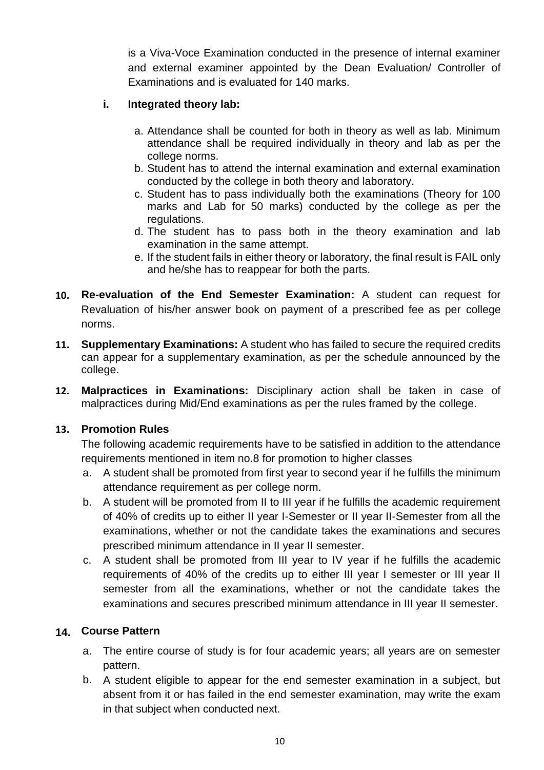is a Viva-Voce Examination conducted in the presence of internal examiner and external examiner appointed by the Dean Evaluation/ Controller of Examinations and is evaluated for 140 marks.

**i. Integrated theory lab:**

a. Attendance shall be counted for both in theory as well as lab. Minimum attendance shall be required individually in theory and lab as per the college norms.
b. Student has to attend the internal examination and external examination conducted by the college in both theory and laboratory.
c. Student has to pass individually both the examinations (Theory for 100 marks and Lab for 50 marks) conducted by the college as per the regulations.
d. The student has to pass both in the theory examination and lab examination in the same attempt.
e. If the student fails in either theory or laboratory, the final result is FAIL only and he/she has to reappear for both the parts.

**10. Re-evaluation of the End Semester Examination:** A student can request for Revaluation of his/her answer book on payment of a prescribed fee as per college norms.

**11. Supplementary Examinations:** A student who has failed to secure the required credits can appear for a supplementary examination, as per the schedule announced by the college.

**12. Malpractices in Examinations:** Disciplinary action shall be taken in case of malpractices during Mid/End examinations as per the rules framed by the college.

**13. Promotion Rules**

The following academic requirements have to be satisfied in addition to the attendance requirements mentioned in item no.8 for promotion to higher classes

a. A student shall be promoted from first year to second year if he fulfills the minimum attendance requirement as per college norm.
b. A student will be promoted from II to III year if he fulfills the academic requirement of 40% of credits up to either II year I-Semester or II year II-Semester from all the examinations, whether or not the candidate takes the examinations and secures prescribed minimum attendance in II year II semester.
c. A student shall be promoted from III year to IV year if he fulfills the academic requirements of 40% of the credits up to either III year I semester or III year II semester from all the examinations, whether or not the candidate takes the examinations and secures prescribed minimum attendance in III year II semester.

**14. Course Pattern**

a. The entire course of study is for four academic years; all years are on semester pattern.
b. A student eligible to appear for the end semester examination in a subject, but absent from it or has failed in the end semester examination, may write the exam in that subject when conducted next.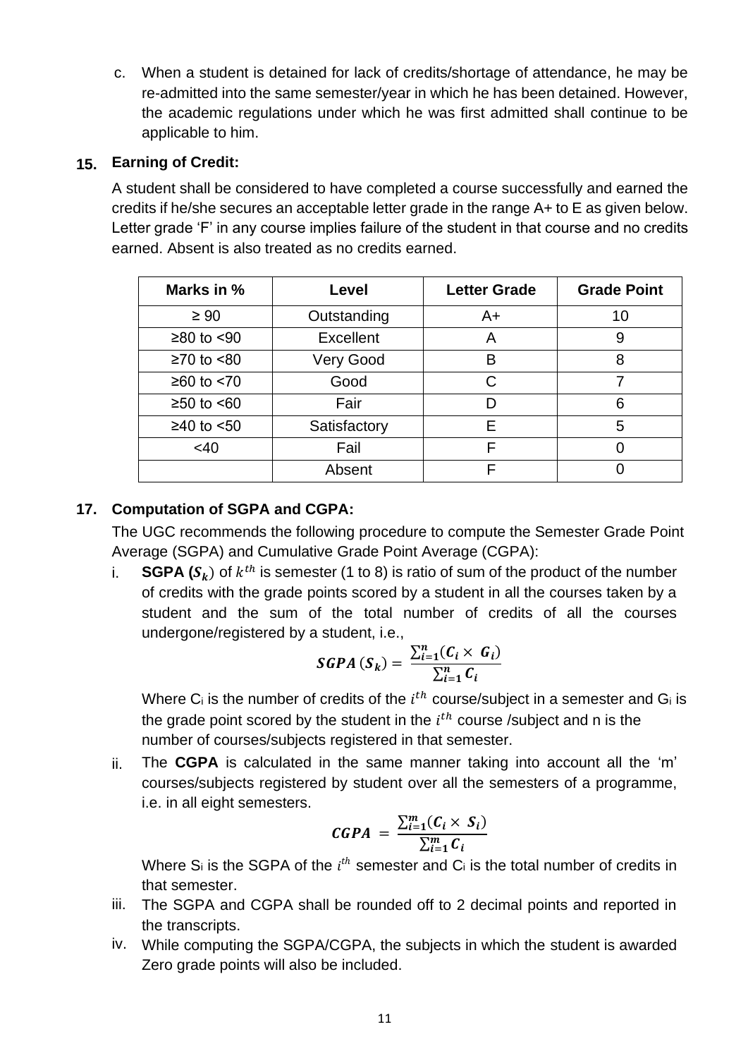c. When a student is detained for lack of credits/shortage of attendance, he may be re-admitted into the same semester/year in which he has been detained. However, the academic regulations under which he was first admitted shall continue to be applicable to him.

## 15. Earning of Credit:

A student shall be considered to have completed a course successfully and earned the credits if he/she secures an acceptable letter grade in the range A+ to E as given below. Letter grade 'F' in any course implies failure of the student in that course and no credits earned. Absent is also treated as no credits earned.

| Marks in % | Level | Letter Grade | Grade Point |
|---|---|---|---|
| ≥ 90 | Outstanding | A+ | 10 |
| ≥80 to <90 | Excellent | A | 9 |
| ≥70 to <80 | Very Good | B | 8 |
| ≥60 to <70 | Good | C | 7 |
| ≥50 to <60 | Fair | D | 6 |
| ≥40 to <50 | Satisfactory | E | 5 |
| <40 | Fail | F | 0 |
| | Absent | F | 0 |

## 17. Computation of SGPA and CGPA:

The UGC recommends the following procedure to compute the Semester Grade Point Average (SGPA) and Cumulative Grade Point Average (CGPA):

i. **SGPA ($S_k$)** of $k^{th}$ is semester (1 to 8) is ratio of sum of the product of the number of credits with the grade points scored by a student in all the courses taken by a student and the sum of the total number of credits of all the courses undergone/registered by a student, i.e.,

$$SGPA\,(S_k) = \frac{\sum_{i=1}^{n}(C_i \times G_i)}{\sum_{i=1}^{n} C_i}$$

Where $C_i$ is the number of credits of the $i^{th}$ course/subject in a semester and $G_i$ is the grade point scored by the student in the $i^{th}$ course /subject and n is the number of courses/subjects registered in that semester.

ii. The **CGPA** is calculated in the same manner taking into account all the 'm' courses/subjects registered by student over all the semesters of a programme, i.e. in all eight semesters.

$$CGPA = \frac{\sum_{i=1}^{m}(C_i \times S_i)}{\sum_{i=1}^{m} C_i}$$

Where $S_i$ is the SGPA of the $i^{th}$ semester and $C_i$ is the total number of credits in that semester.

iii. The SGPA and CGPA shall be rounded off to 2 decimal points and reported in the transcripts.

iv. While computing the SGPA/CGPA, the subjects in which the student is awarded Zero grade points will also be included.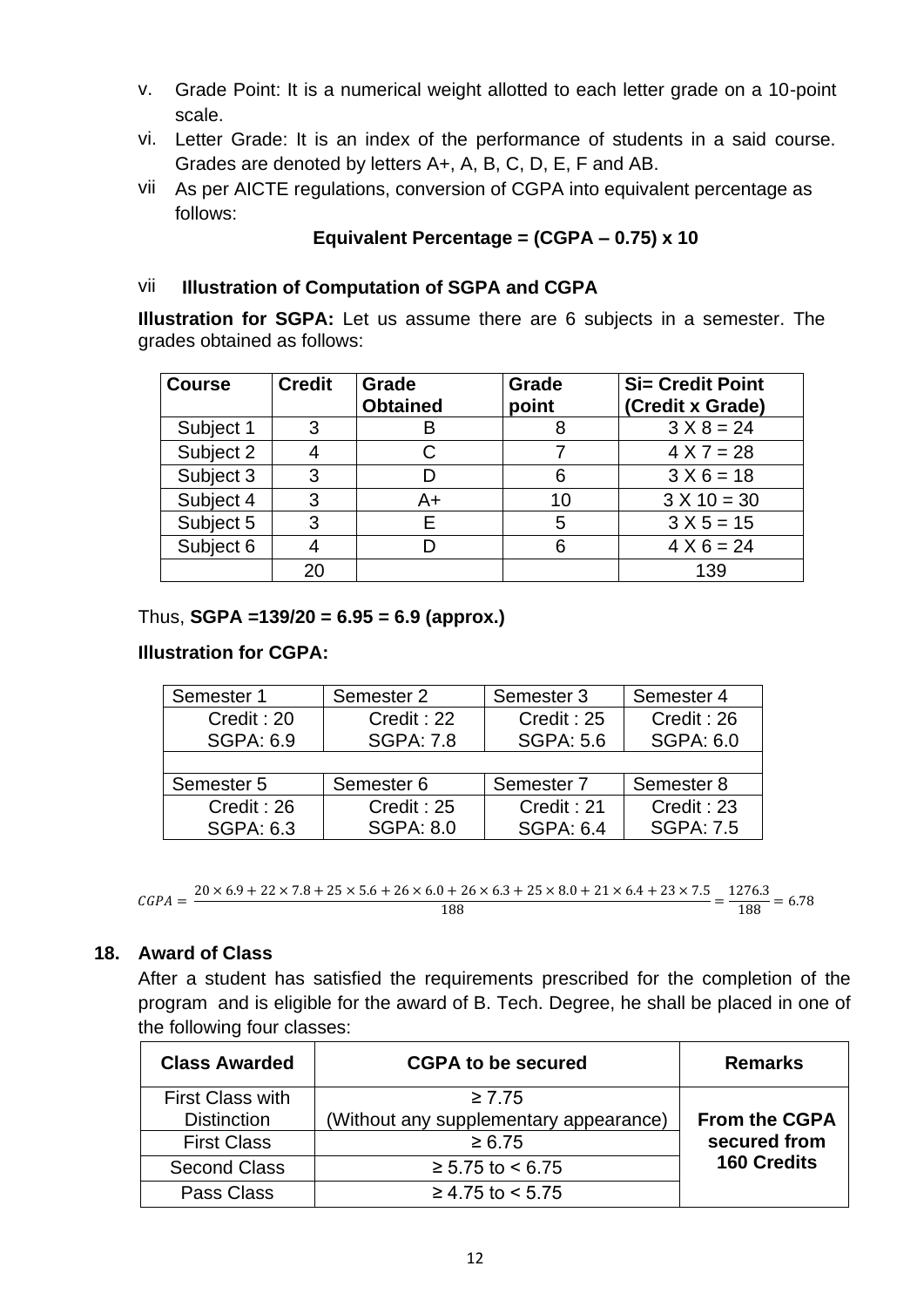v. Grade Point: It is a numerical weight allotted to each letter grade on a 10-point scale.

vi. Letter Grade: It is an index of the performance of students in a said course. Grades are denoted by letters A+, A, B, C, D, E, F and AB.

vii As per AICTE regulations, conversion of CGPA into equivalent percentage as follows:

**Equivalent Percentage = (CGPA – 0.75) x 10**

vii **Illustration of Computation of SGPA and CGPA**

**Illustration for SGPA:** Let us assume there are 6 subjects in a semester. The grades obtained as follows:

| Course | Credit | Grade Obtained | Grade point | Si= Credit Point (Credit x Grade) |
|---|---|---|---|---|
| Subject 1 | 3 | B | 8 | 3 X 8 = 24 |
| Subject 2 | 4 | C | 7 | 4 X 7 = 28 |
| Subject 3 | 3 | D | 6 | 3 X 6 = 18 |
| Subject 4 | 3 | A+ | 10 | 3 X 10 = 30 |
| Subject 5 | 3 | E | 5 | 3 X 5 = 15 |
| Subject 6 | 4 | D | 6 | 4 X 6 = 24 |
| | 20 | | | 139 |

Thus, **SGPA =139/20 = 6.95 = 6.9 (approx.)**

**Illustration for CGPA:**

| Semester 1 | Semester 2 | Semester 3 | Semester 4 |
|---|---|---|---|
| Credit : 20<br>SGPA: 6.9 | Credit : 22<br>SGPA: 7.8 | Credit : 25<br>SGPA: 5.6 | Credit : 26<br>SGPA: 6.0 |
| | | | |
| Semester 5 | Semester 6 | Semester 7 | Semester 8 |
| Credit : 26<br>SGPA: 6.3 | Credit : 25<br>SGPA: 8.0 | Credit : 21<br>SGPA: 6.4 | Credit : 23<br>SGPA: 7.5 |

$$CGPA = \frac{20 \times 6.9 + 22 \times 7.8 + 25 \times 5.6 + 26 \times 6.0 + 26 \times 6.3 + 25 \times 8.0 + 21 \times 6.4 + 23 \times 7.5}{188} = \frac{1276.3}{188} = 6.78$$

## 18. Award of Class

After a student has satisfied the requirements prescribed for the completion of the program and is eligible for the award of B. Tech. Degree, he shall be placed in one of the following four classes:

| Class Awarded | CGPA to be secured | Remarks |
|---|---|---|
| First Class with Distinction | ≥ 7.75<br>(Without any supplementary appearance) | **From the CGPA secured from 160 Credits** |
| First Class | ≥ 6.75 | |
| Second Class | ≥ 5.75 to < 6.75 | |
| Pass Class | ≥ 4.75 to < 5.75 | |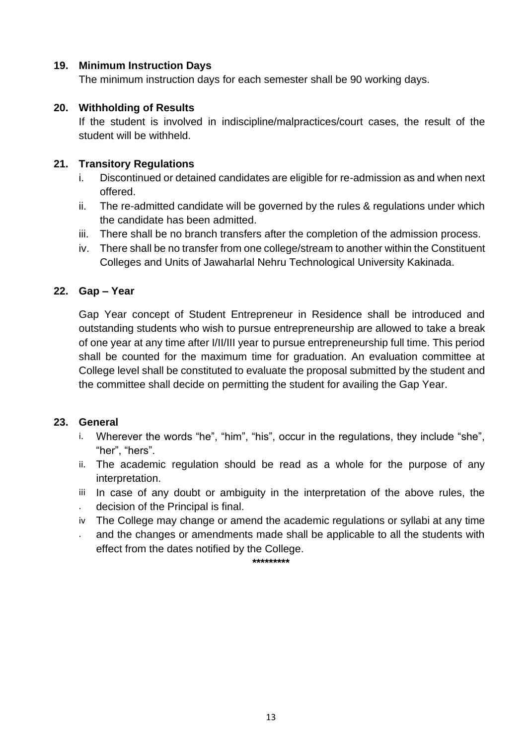### 19. Minimum Instruction Days

The minimum instruction days for each semester shall be 90 working days.

### 20. Withholding of Results

If the student is involved in indiscipline/malpractices/court cases, the result of the student will be withheld.

### 21. Transitory Regulations

i. Discontinued or detained candidates are eligible for re-admission as and when next offered.

ii. The re-admitted candidate will be governed by the rules & regulations under which the candidate has been admitted.

iii. There shall be no branch transfers after the completion of the admission process.

iv. There shall be no transfer from one college/stream to another within the Constituent Colleges and Units of Jawaharlal Nehru Technological University Kakinada.

### 22. Gap – Year

Gap Year concept of Student Entrepreneur in Residence shall be introduced and outstanding students who wish to pursue entrepreneurship are allowed to take a break of one year at any time after I/II/III year to pursue entrepreneurship full time. This period shall be counted for the maximum time for graduation. An evaluation committee at College level shall be constituted to evaluate the proposal submitted by the student and the committee shall decide on permitting the student for availing the Gap Year.

### 23. General

i. Wherever the words “he”, “him”, “his”, occur in the regulations, they include “she”, “her”, “hers”.

ii. The academic regulation should be read as a whole for the purpose of any interpretation.

iii. In case of any doubt or ambiguity in the interpretation of the above rules, the decision of the Principal is final.

iv. The College may change or amend the academic regulations or syllabi at any time and the changes or amendments made shall be applicable to all the students with effect from the dates notified by the College.

*********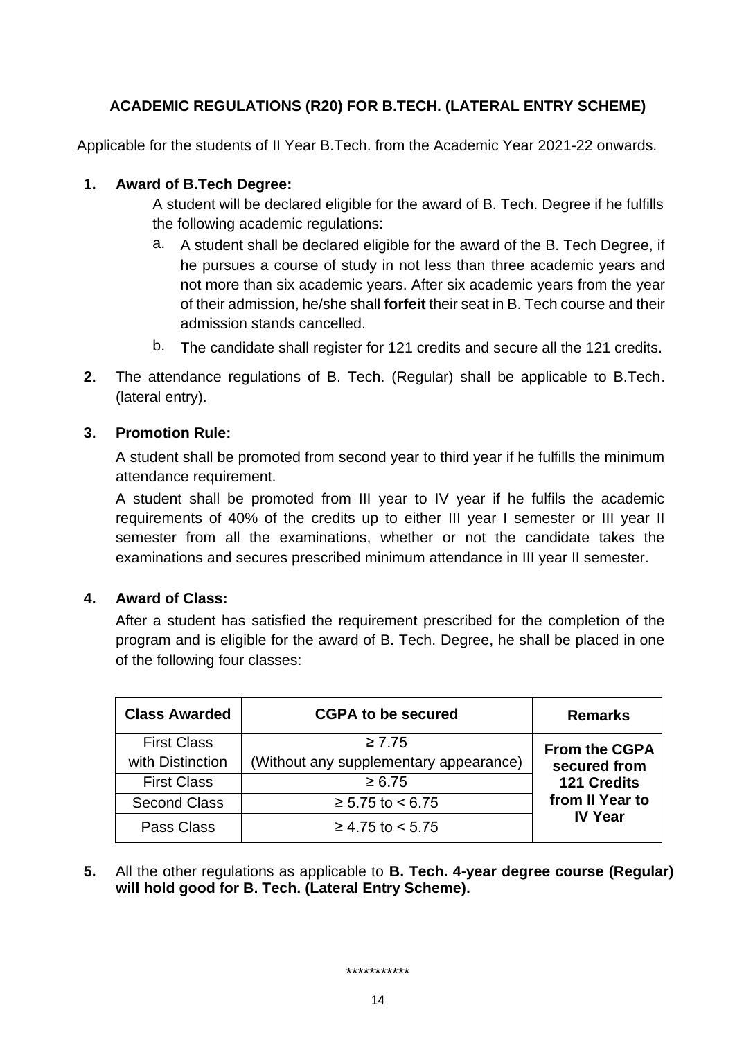## ACADEMIC REGULATIONS (R20) FOR B.TECH. (LATERAL ENTRY SCHEME)

Applicable for the students of II Year B.Tech. from the Academic Year 2021-22 onwards.

**1. Award of B.Tech Degree:**

A student will be declared eligible for the award of B. Tech. Degree if he fulfills the following academic regulations:

a. A student shall be declared eligible for the award of the B. Tech Degree, if he pursues a course of study in not less than three academic years and not more than six academic years. After six academic years from the year of their admission, he/she shall **forfeit** their seat in B. Tech course and their admission stands cancelled.

b. The candidate shall register for 121 credits and secure all the 121 credits.

**2.** The attendance regulations of B. Tech. (Regular) shall be applicable to B.Tech. (lateral entry).

**3. Promotion Rule:**

A student shall be promoted from second year to third year if he fulfills the minimum attendance requirement.

A student shall be promoted from III year to IV year if he fulfils the academic requirements of 40% of the credits up to either III year I semester or III year II semester from all the examinations, whether or not the candidate takes the examinations and secures prescribed minimum attendance in III year II semester.

**4. Award of Class:**

After a student has satisfied the requirement prescribed for the completion of the program and is eligible for the award of B. Tech. Degree, he shall be placed in one of the following four classes:

| Class Awarded | CGPA to be secured | Remarks |
|---|---|---|
| First Class with Distinction | ≥ 7.75 (Without any supplementary appearance) | **From the CGPA secured from 121 Credits from II Year to IV Year** |
| First Class | ≥ 6.75 | |
| Second Class | ≥ 5.75 to < 6.75 | |
| Pass Class | ≥ 4.75 to < 5.75 | |

**5.** All the other regulations as applicable to **B. Tech. 4-year degree course (Regular) will hold good for B. Tech. (Lateral Entry Scheme).**

***********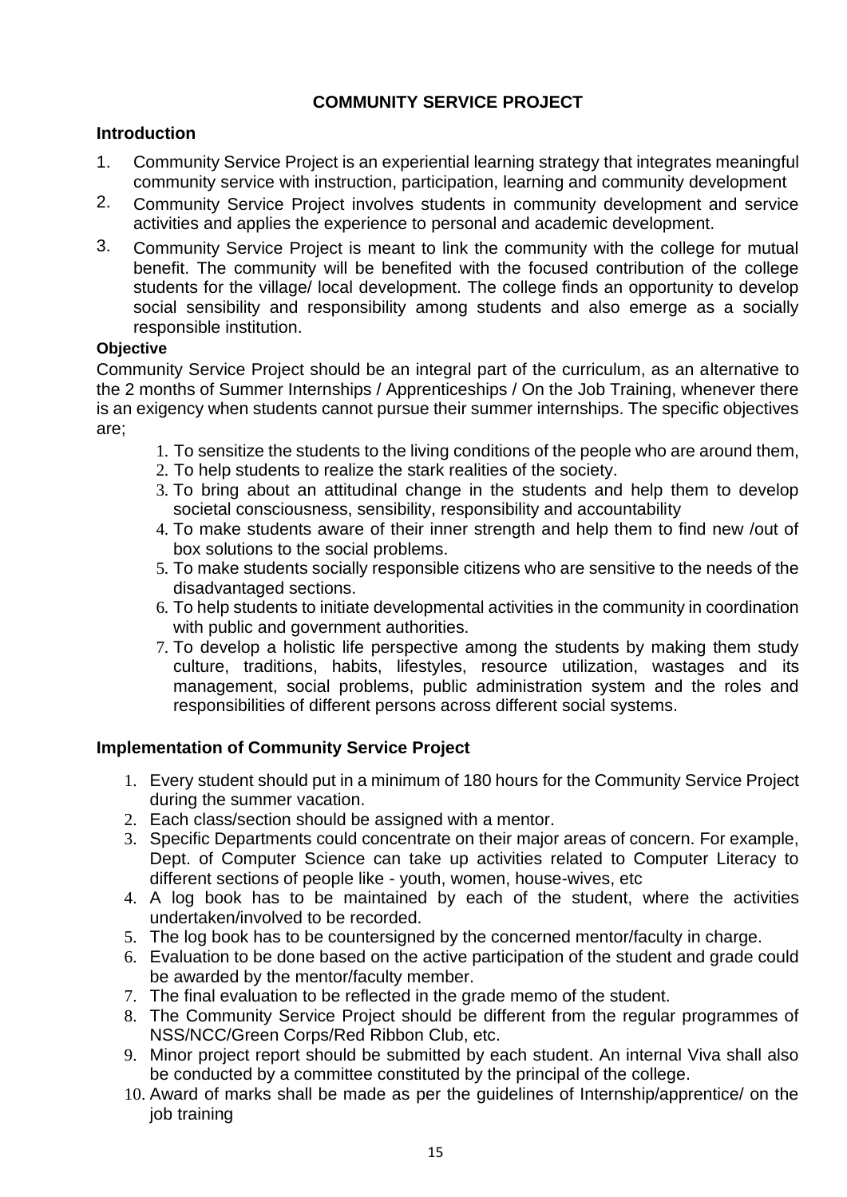# COMMUNITY SERVICE PROJECT

## Introduction

1. Community Service Project is an experiential learning strategy that integrates meaningful community service with instruction, participation, learning and community development
2. Community Service Project involves students in community development and service activities and applies the experience to personal and academic development.
3. Community Service Project is meant to link the community with the college for mutual benefit. The community will be benefited with the focused contribution of the college students for the village/ local development. The college finds an opportunity to develop social sensibility and responsibility among students and also emerge as a socially responsible institution.

### Objective

Community Service Project should be an integral part of the curriculum, as an alternative to the 2 months of Summer Internships / Apprenticeships / On the Job Training, whenever there is an exigency when students cannot pursue their summer internships. The specific objectives are;

1. To sensitize the students to the living conditions of the people who are around them,
2. To help students to realize the stark realities of the society.
3. To bring about an attitudinal change in the students and help them to develop societal consciousness, sensibility, responsibility and accountability
4. To make students aware of their inner strength and help them to find new /out of box solutions to the social problems.
5. To make students socially responsible citizens who are sensitive to the needs of the disadvantaged sections.
6. To help students to initiate developmental activities in the community in coordination with public and government authorities.
7. To develop a holistic life perspective among the students by making them study culture, traditions, habits, lifestyles, resource utilization, wastages and its management, social problems, public administration system and the roles and responsibilities of different persons across different social systems.

## Implementation of Community Service Project

1. Every student should put in a minimum of 180 hours for the Community Service Project during the summer vacation.
2. Each class/section should be assigned with a mentor.
3. Specific Departments could concentrate on their major areas of concern. For example, Dept. of Computer Science can take up activities related to Computer Literacy to different sections of people like - youth, women, house-wives, etc
4. A log book has to be maintained by each of the student, where the activities undertaken/involved to be recorded.
5. The log book has to be countersigned by the concerned mentor/faculty in charge.
6. Evaluation to be done based on the active participation of the student and grade could be awarded by the mentor/faculty member.
7. The final evaluation to be reflected in the grade memo of the student.
8. The Community Service Project should be different from the regular programmes of NSS/NCC/Green Corps/Red Ribbon Club, etc.
9. Minor project report should be submitted by each student. An internal Viva shall also be conducted by a committee constituted by the principal of the college.
10. Award of marks shall be made as per the guidelines of Internship/apprentice/ on the job training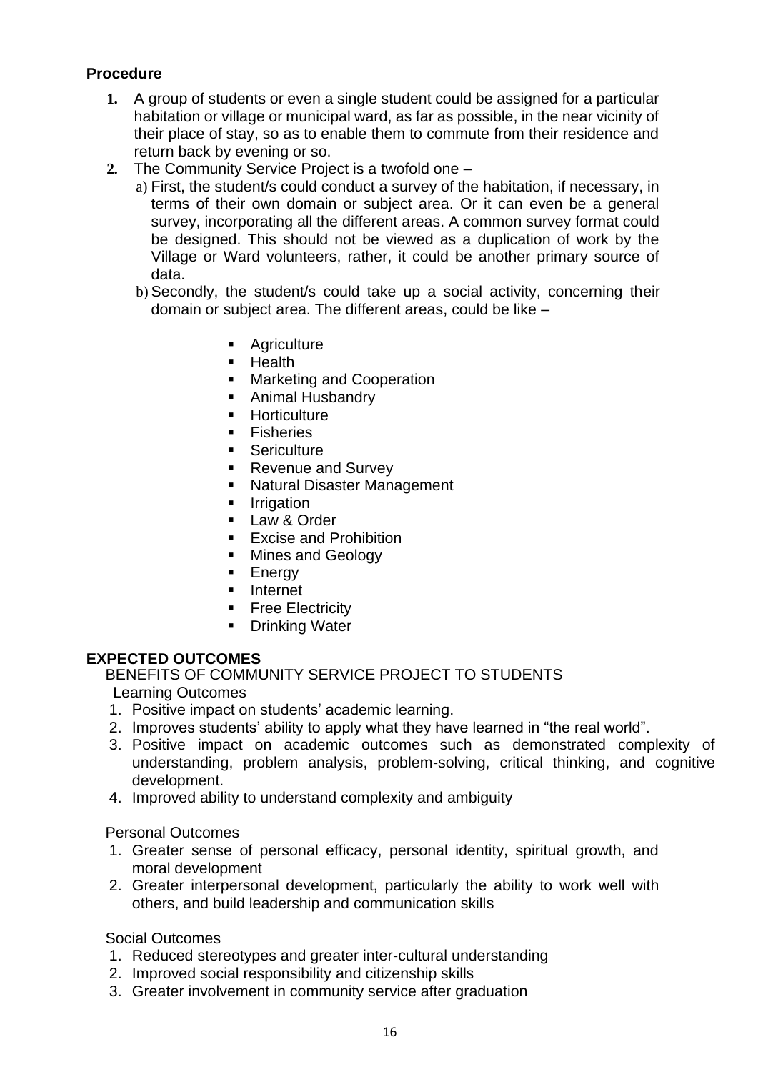**Procedure**

1. A group of students or even a single student could be assigned for a particular habitation or village or municipal ward, as far as possible, in the near vicinity of their place of stay, so as to enable them to commute from their residence and return back by evening or so.
2. The Community Service Project is a twofold one –
   a) First, the student/s could conduct a survey of the habitation, if necessary, in terms of their own domain or subject area. Or it can even be a general survey, incorporating all the different areas. A common survey format could be designed. This should not be viewed as a duplication of work by the Village or Ward volunteers, rather, it could be another primary source of data.
   b) Secondly, the student/s could take up a social activity, concerning their domain or subject area. The different areas, could be like –
      - Agriculture
      - Health
      - Marketing and Cooperation
      - Animal Husbandry
      - Horticulture
      - Fisheries
      - Sericulture
      - Revenue and Survey
      - Natural Disaster Management
      - Irrigation
      - Law & Order
      - Excise and Prohibition
      - Mines and Geology
      - Energy
      - Internet
      - Free Electricity
      - Drinking Water

## EXPECTED OUTCOMES

BENEFITS OF COMMUNITY SERVICE PROJECT TO STUDENTS

Learning Outcomes

1. Positive impact on students' academic learning.
2. Improves students' ability to apply what they have learned in "the real world".
3. Positive impact on academic outcomes such as demonstrated complexity of understanding, problem analysis, problem-solving, critical thinking, and cognitive development.
4. Improved ability to understand complexity and ambiguity

Personal Outcomes

1. Greater sense of personal efficacy, personal identity, spiritual growth, and moral development
2. Greater interpersonal development, particularly the ability to work well with others, and build leadership and communication skills

Social Outcomes

1. Reduced stereotypes and greater inter-cultural understanding
2. Improved social responsibility and citizenship skills
3. Greater involvement in community service after graduation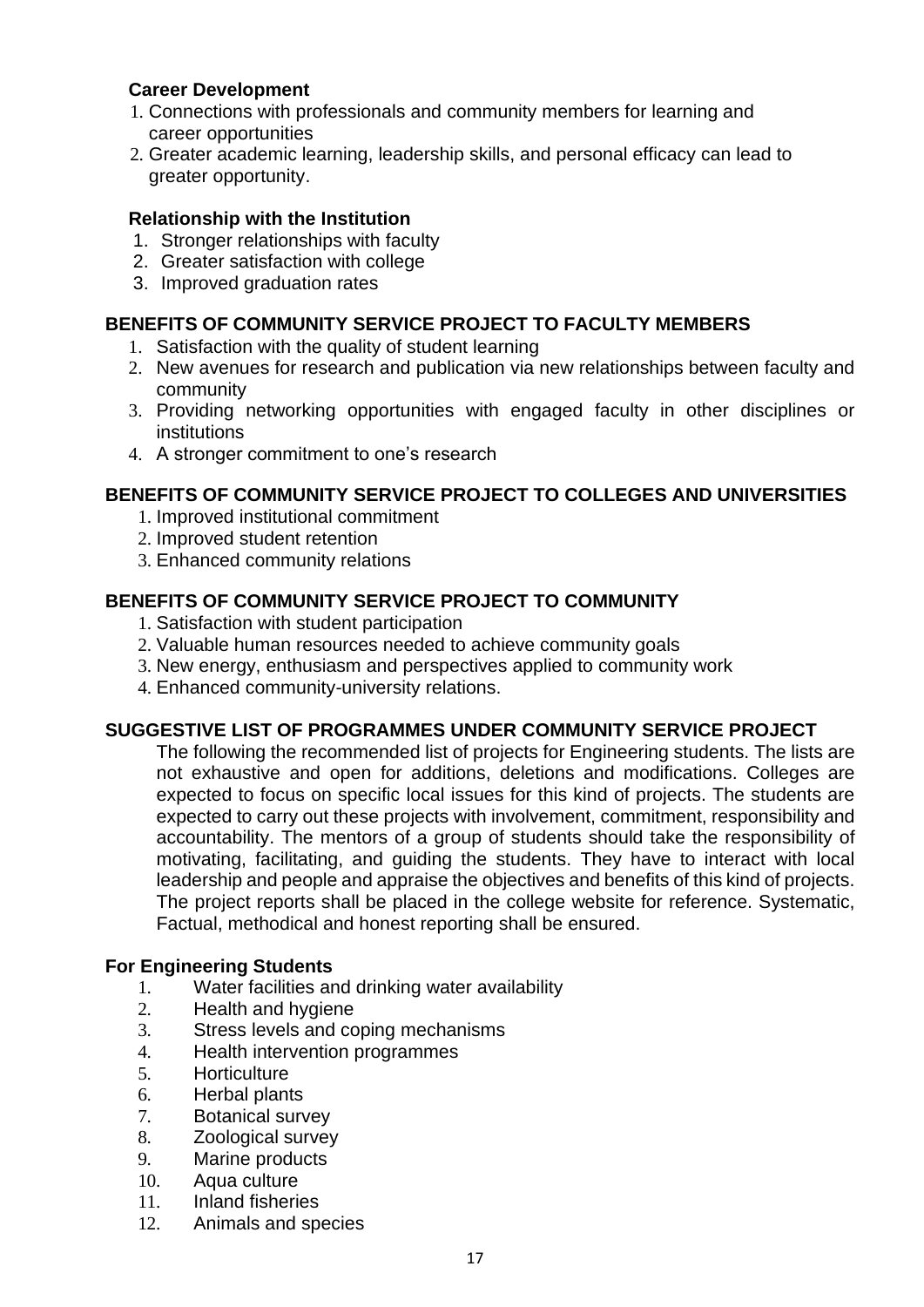### Career Development

1. Connections with professionals and community members for learning and career opportunities
2. Greater academic learning, leadership skills, and personal efficacy can lead to greater opportunity.

### Relationship with the Institution

1. Stronger relationships with faculty
2. Greater satisfaction with college
3. Improved graduation rates

## BENEFITS OF COMMUNITY SERVICE PROJECT TO FACULTY MEMBERS

1. Satisfaction with the quality of student learning
2. New avenues for research and publication via new relationships between faculty and community
3. Providing networking opportunities with engaged faculty in other disciplines or institutions
4. A stronger commitment to one's research

## BENEFITS OF COMMUNITY SERVICE PROJECT TO COLLEGES AND UNIVERSITIES

1. Improved institutional commitment
2. Improved student retention
3. Enhanced community relations

## BENEFITS OF COMMUNITY SERVICE PROJECT TO COMMUNITY

1. Satisfaction with student participation
2. Valuable human resources needed to achieve community goals
3. New energy, enthusiasm and perspectives applied to community work
4. Enhanced community-university relations.

## SUGGESTIVE LIST OF PROGRAMMES UNDER COMMUNITY SERVICE PROJECT

The following the recommended list of projects for Engineering students. The lists are not exhaustive and open for additions, deletions and modifications. Colleges are expected to focus on specific local issues for this kind of projects. The students are expected to carry out these projects with involvement, commitment, responsibility and accountability. The mentors of a group of students should take the responsibility of motivating, facilitating, and guiding the students. They have to interact with local leadership and people and appraise the objectives and benefits of this kind of projects. The project reports shall be placed in the college website for reference. Systematic, Factual, methodical and honest reporting shall be ensured.

### For Engineering Students

1. Water facilities and drinking water availability
2. Health and hygiene
3. Stress levels and coping mechanisms
4. Health intervention programmes
5. Horticulture
6. Herbal plants
7. Botanical survey
8. Zoological survey
9. Marine products
10. Aqua culture
11. Inland fisheries
12. Animals and species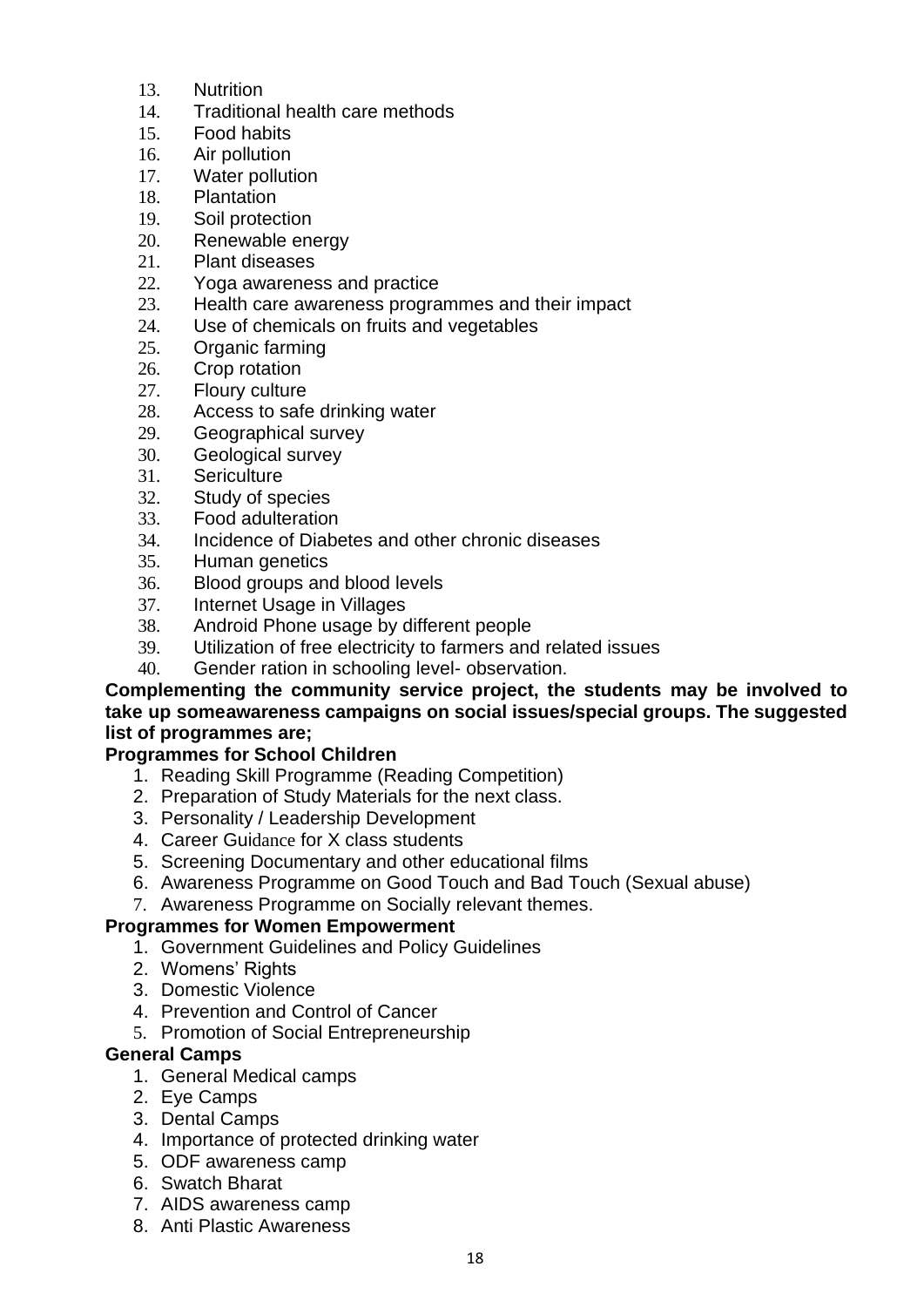13. Nutrition
14. Traditional health care methods
15. Food habits
16. Air pollution
17. Water pollution
18. Plantation
19. Soil protection
20. Renewable energy
21. Plant diseases
22. Yoga awareness and practice
23. Health care awareness programmes and their impact
24. Use of chemicals on fruits and vegetables
25. Organic farming
26. Crop rotation
27. Floury culture
28. Access to safe drinking water
29. Geographical survey
30. Geological survey
31. Sericulture
32. Study of species
33. Food adulteration
34. Incidence of Diabetes and other chronic diseases
35. Human genetics
36. Blood groups and blood levels
37. Internet Usage in Villages
38. Android Phone usage by different people
39. Utilization of free electricity to farmers and related issues
40. Gender ration in schooling level- observation.

**Complementing the community service project, the students may be involved to take up someawareness campaigns on social issues/special groups. The suggested list of programmes are;**

**Programmes for School Children**

1. Reading Skill Programme (Reading Competition)
2. Preparation of Study Materials for the next class.
3. Personality / Leadership Development
4. Career Guidance for X class students
5. Screening Documentary and other educational films
6. Awareness Programme on Good Touch and Bad Touch (Sexual abuse)
7. Awareness Programme on Socially relevant themes.

**Programmes for Women Empowerment**

1. Government Guidelines and Policy Guidelines
2. Womens' Rights
3. Domestic Violence
4. Prevention and Control of Cancer
5. Promotion of Social Entrepreneurship

**General Camps**

1. General Medical camps
2. Eye Camps
3. Dental Camps
4. Importance of protected drinking water
5. ODF awareness camp
6. Swatch Bharat
7. AIDS awareness camp
8. Anti Plastic Awareness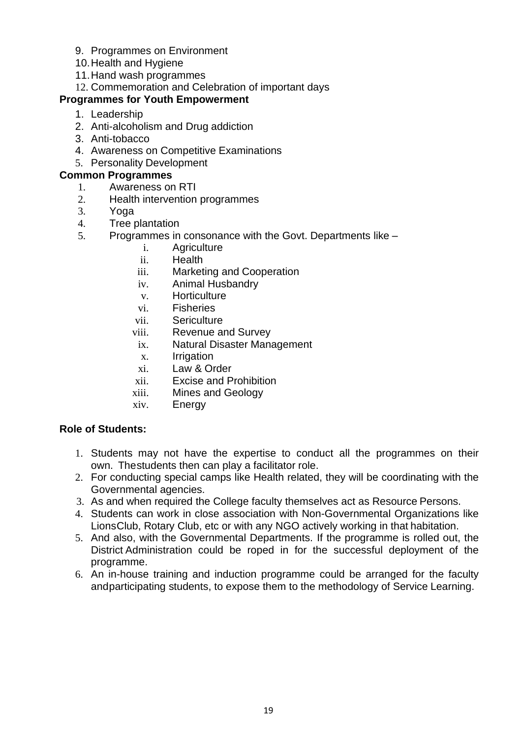9. Programmes on Environment
10. Health and Hygiene
11. Hand wash programmes
12. Commemoration and Celebration of important days

**Programmes for Youth Empowerment**

1. Leadership
2. Anti-alcoholism and Drug addiction
3. Anti-tobacco
4. Awareness on Competitive Examinations
5. Personality Development

**Common Programmes**

1. Awareness on RTI
2. Health intervention programmes
3. Yoga
4. Tree plantation
5. Programmes in consonance with the Govt. Departments like –
    - i. Agriculture
    - ii. Health
    - iii. Marketing and Cooperation
    - iv. Animal Husbandry
    - v. Horticulture
    - vi. Fisheries
    - vii. Sericulture
    - viii. Revenue and Survey
    - ix. Natural Disaster Management
    - x. Irrigation
    - xi. Law & Order
    - xii. Excise and Prohibition
    - xiii. Mines and Geology
    - xiv. Energy

**Role of Students:**

1. Students may not have the expertise to conduct all the programmes on their own. The students then can play a facilitator role.
2. For conducting special camps like Health related, they will be coordinating with the Governmental agencies.
3. As and when required the College faculty themselves act as Resource Persons.
4. Students can work in close association with Non-Governmental Organizations like Lions Club, Rotary Club, etc or with any NGO actively working in that habitation.
5. And also, with the Governmental Departments. If the programme is rolled out, the District Administration could be roped in for the successful deployment of the programme.
6. An in-house training and induction programme could be arranged for the faculty and participating students, to expose them to the methodology of Service Learning.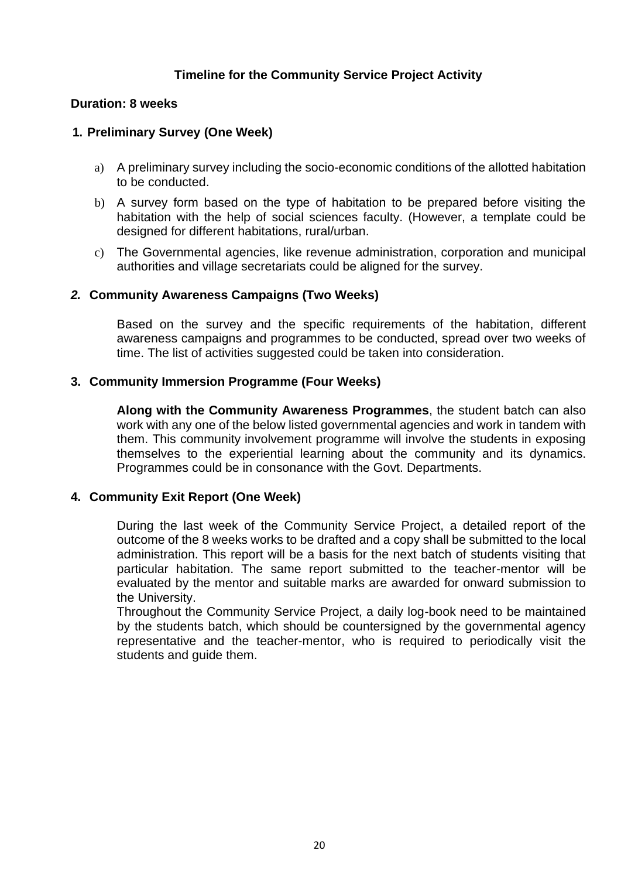## Timeline for the Community Service Project Activity

**Duration: 8 weeks**

### 1. Preliminary Survey (One Week)

a) A preliminary survey including the socio-economic conditions of the allotted habitation to be conducted.

b) A survey form based on the type of habitation to be prepared before visiting the habitation with the help of social sciences faculty. (However, a template could be designed for different habitations, rural/urban.

c) The Governmental agencies, like revenue administration, corporation and municipal authorities and village secretariats could be aligned for the survey.

### *2.* Community Awareness Campaigns (Two Weeks)

Based on the survey and the specific requirements of the habitation, different awareness campaigns and programmes to be conducted, spread over two weeks of time. The list of activities suggested could be taken into consideration.

### 3. Community Immersion Programme (Four Weeks)

**Along with the Community Awareness Programmes**, the student batch can also work with any one of the below listed governmental agencies and work in tandem with them. This community involvement programme will involve the students in exposing themselves to the experiential learning about the community and its dynamics. Programmes could be in consonance with the Govt. Departments.

### 4. Community Exit Report (One Week)

During the last week of the Community Service Project, a detailed report of the outcome of the 8 weeks works to be drafted and a copy shall be submitted to the local administration. This report will be a basis for the next batch of students visiting that particular habitation. The same report submitted to the teacher-mentor will be evaluated by the mentor and suitable marks are awarded for onward submission to the University.

Throughout the Community Service Project, a daily log-book need to be maintained by the students batch, which should be countersigned by the governmental agency representative and the teacher-mentor, who is required to periodically visit the students and guide them.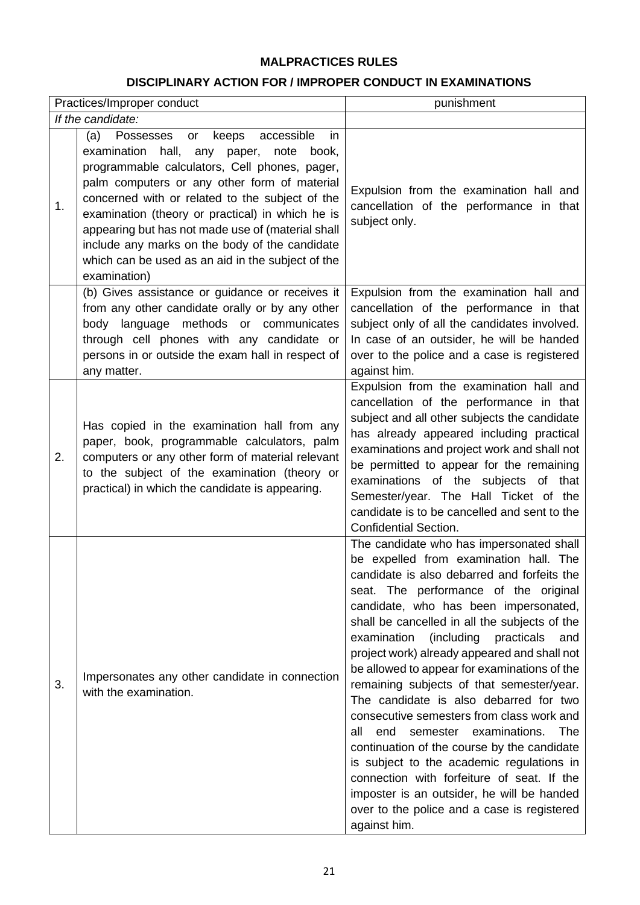# MALPRACTICES RULES

## DISCIPLINARY ACTION FOR / IMPROPER CONDUCT IN EXAMINATIONS

| | Practices/Improper conduct | punishment |
|---|---|---|
| *If the candidate:* | | |
| 1. | (a) Possesses or keeps accessible in examination hall, any paper, note book, programmable calculators, Cell phones, pager, palm computers or any other form of material concerned with or related to the subject of the examination (theory or practical) in which he is appearing but has not made use of (material shall include any marks on the body of the candidate which can be used as an aid in the subject of the examination) | Expulsion from the examination hall and cancellation of the performance in that subject only. |
| | (b) Gives assistance or guidance or receives it from any other candidate orally or by any other body language methods or communicates through cell phones with any candidate or persons in or outside the exam hall in respect of any matter. | Expulsion from the examination hall and cancellation of the performance in that subject only of all the candidates involved. In case of an outsider, he will be handed over to the police and a case is registered against him. |
| 2. | Has copied in the examination hall from any paper, book, programmable calculators, palm computers or any other form of material relevant to the subject of the examination (theory or practical) in which the candidate is appearing. | Expulsion from the examination hall and cancellation of the performance in that subject and all other subjects the candidate has already appeared including practical examinations and project work and shall not be permitted to appear for the remaining examinations of the subjects of that Semester/year. The Hall Ticket of the candidate is to be cancelled and sent to the Confidential Section. |
| 3. | Impersonates any other candidate in connection with the examination. | The candidate who has impersonated shall be expelled from examination hall. The candidate is also debarred and forfeits the seat. The performance of the original candidate, who has been impersonated, shall be cancelled in all the subjects of the examination (including practicals and project work) already appeared and shall not be allowed to appear for examinations of the remaining subjects of that semester/year. The candidate is also debarred for two consecutive semesters from class work and all end semester examinations. The continuation of the course by the candidate is subject to the academic regulations in connection with forfeiture of seat. If the imposter is an outsider, he will be handed over to the police and a case is registered against him. |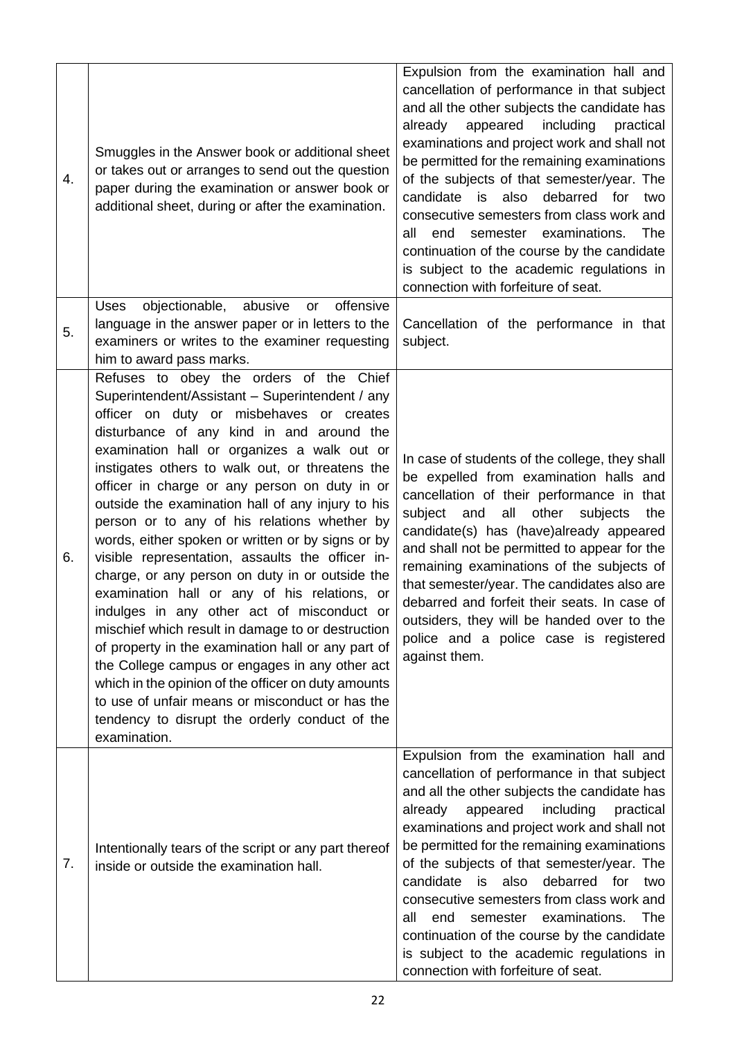| | | |
|---|---|---|
| 4. | Smuggles in the Answer book or additional sheet or takes out or arranges to send out the question paper during the examination or answer book or additional sheet, during or after the examination. | Expulsion from the examination hall and cancellation of performance in that subject and all the other subjects the candidate has already appeared including practical examinations and project work and shall not be permitted for the remaining examinations of the subjects of that semester/year. The candidate is also debarred for two consecutive semesters from class work and all end semester examinations. The continuation of the course by the candidate is subject to the academic regulations in connection with forfeiture of seat. |
| 5. | Uses objectionable, abusive or offensive language in the answer paper or in letters to the examiners or writes to the examiner requesting him to award pass marks. | Cancellation of the performance in that subject. |
| 6. | Refuses to obey the orders of the Chief Superintendent/Assistant – Superintendent / any officer on duty or misbehaves or creates disturbance of any kind in and around the examination hall or organizes a walk out or instigates others to walk out, or threatens the officer in charge or any person on duty in or outside the examination hall of any injury to his person or to any of his relations whether by words, either spoken or written or by signs or by visible representation, assaults the officer in-charge, or any person on duty in or outside the examination hall or any of his relations, or indulges in any other act of misconduct or mischief which result in damage to or destruction of property in the examination hall or any part of the College campus or engages in any other act which in the opinion of the officer on duty amounts to use of unfair means or misconduct or has the tendency to disrupt the orderly conduct of the examination. | In case of students of the college, they shall be expelled from examination halls and cancellation of their performance in that subject and all other subjects the candidate(s) has (have)already appeared and shall not be permitted to appear for the remaining examinations of the subjects of that semester/year. The candidates also are debarred and forfeit their seats. In case of outsiders, they will be handed over to the police and a police case is registered against them. |
| 7. | Intentionally tears of the script or any part thereof inside or outside the examination hall. | Expulsion from the examination hall and cancellation of performance in that subject and all the other subjects the candidate has already appeared including practical examinations and project work and shall not be permitted for the remaining examinations of the subjects of that semester/year. The candidate is also debarred for two consecutive semesters from class work and all end semester examinations. The continuation of the course by the candidate is subject to the academic regulations in connection with forfeiture of seat. |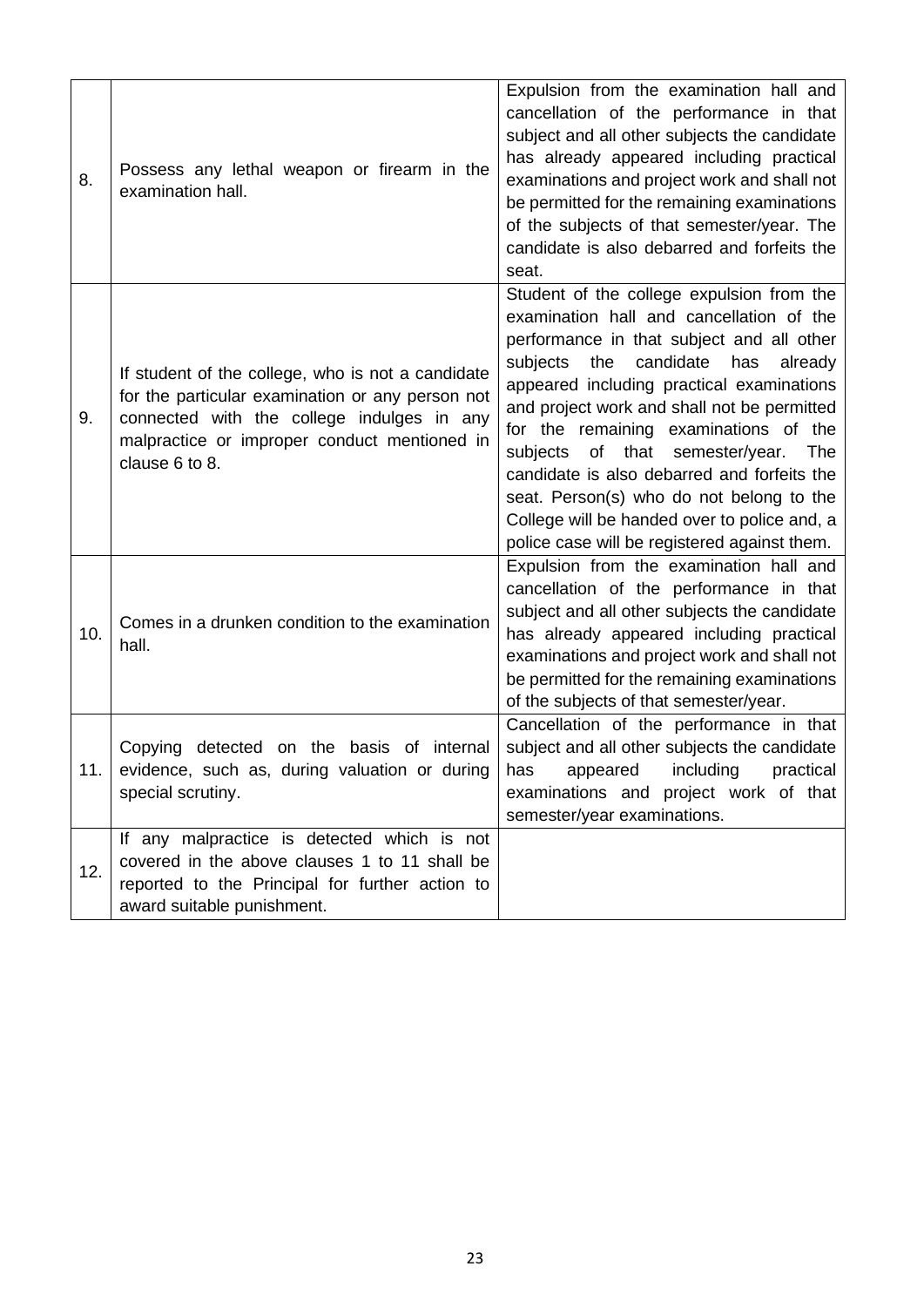| | | |
|---|---|---|
| 8. | Possess any lethal weapon or firearm in the examination hall. | Expulsion from the examination hall and cancellation of the performance in that subject and all other subjects the candidate has already appeared including practical examinations and project work and shall not be permitted for the remaining examinations of the subjects of that semester/year. The candidate is also debarred and forfeits the seat. |
| 9. | If student of the college, who is not a candidate for the particular examination or any person not connected with the college indulges in any malpractice or improper conduct mentioned in clause 6 to 8. | Student of the college expulsion from the examination hall and cancellation of the performance in that subject and all other subjects the candidate has already appeared including practical examinations and project work and shall not be permitted for the remaining examinations of the subjects of that semester/year. The candidate is also debarred and forfeits the seat. Person(s) who do not belong to the College will be handed over to police and, a police case will be registered against them. |
| 10. | Comes in a drunken condition to the examination hall. | Expulsion from the examination hall and cancellation of the performance in that subject and all other subjects the candidate has already appeared including practical examinations and project work and shall not be permitted for the remaining examinations of the subjects of that semester/year. |
| 11. | Copying detected on the basis of internal evidence, such as, during valuation or during special scrutiny. | Cancellation of the performance in that subject and all other subjects the candidate has appeared including practical examinations and project work of that semester/year examinations. |
| 12. | If any malpractice is detected which is not covered in the above clauses 1 to 11 shall be reported to the Principal for further action to award suitable punishment. | |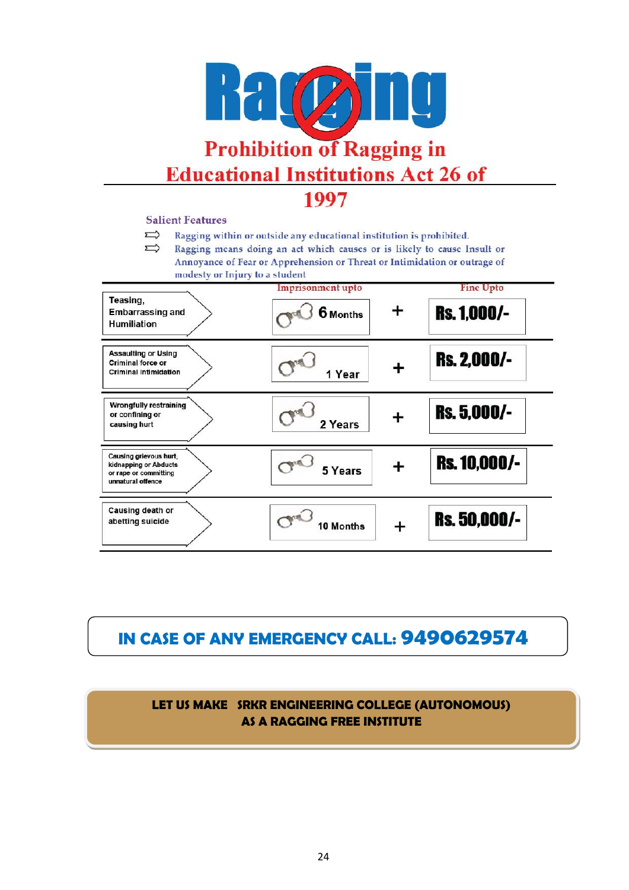# Ragging

## Prohibition of Ragging in Educational Institutions Act 26 of 1997

### Salient Features

- Ragging within or outside any educational institution is prohibited.
- Ragging means doing an act which causes or is likely to cause Insult or Annoyance of Fear or Apprehension or Threat or Intimidation or outrage of modesty or Injury to a student

| Offence | Imprisonment upto | | Fine Upto |
|---|---|---|---|
| Teasing, Embarrassing and Humiliation | 6 Months | + | Rs. 1,000/- |
| Assaulting or Using Criminal force or Criminal intimidation | 1 Year | + | Rs. 2,000/- |
| Wrongfully restraining or confining or causing hurt | 2 Years | + | Rs. 5,000/- |
| Causing grievous hurt, kidnapping or Abducts or rape or committing unnatural offence | 5 Years | + | Rs. 10,000/- |
| Causing death or abetting suicide | 10 Months | + | Rs. 50,000/- |

**IN CASE OF ANY EMERGENCY CALL: 9490629574**

**LET US MAKE SRKR ENGINEERING COLLEGE (AUTONOMOUS) AS A RAGGING FREE INSTITUTE**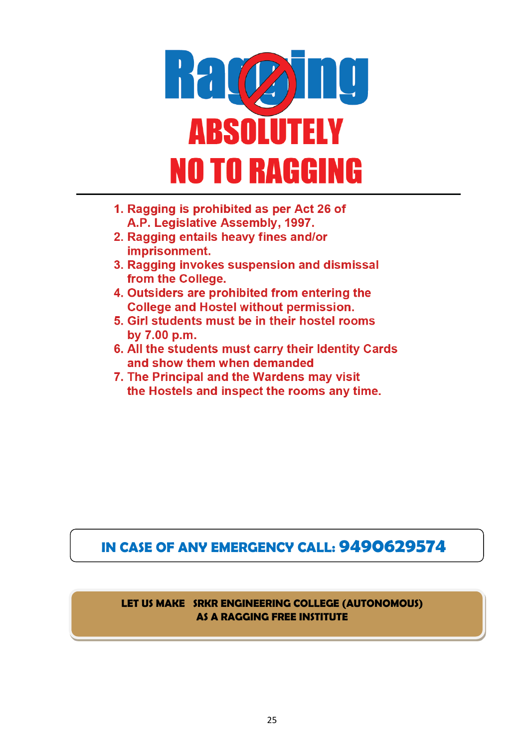# Ragging

# ABSOLUTELY NO TO RAGGING

1. Ragging is prohibited as per Act 26 of A.P. Legislative Assembly, 1997.
2. Ragging entails heavy fines and/or imprisonment.
3. Ragging invokes suspension and dismissal from the College.
4. Outsiders are prohibited from entering the College and Hostel without permission.
5. Girl students must be in their hostel rooms by 7.00 p.m.
6. All the students must carry their Identity Cards and show them when demanded
7. The Principal and the Wardens may visit the Hostels and inspect the rooms any time.

**IN CASE OF ANY EMERGENCY CALL: 9490629574**

**LET US MAKE SRKR ENGINEERING COLLEGE (AUTONOMOUS) AS A RAGGING FREE INSTITUTE**